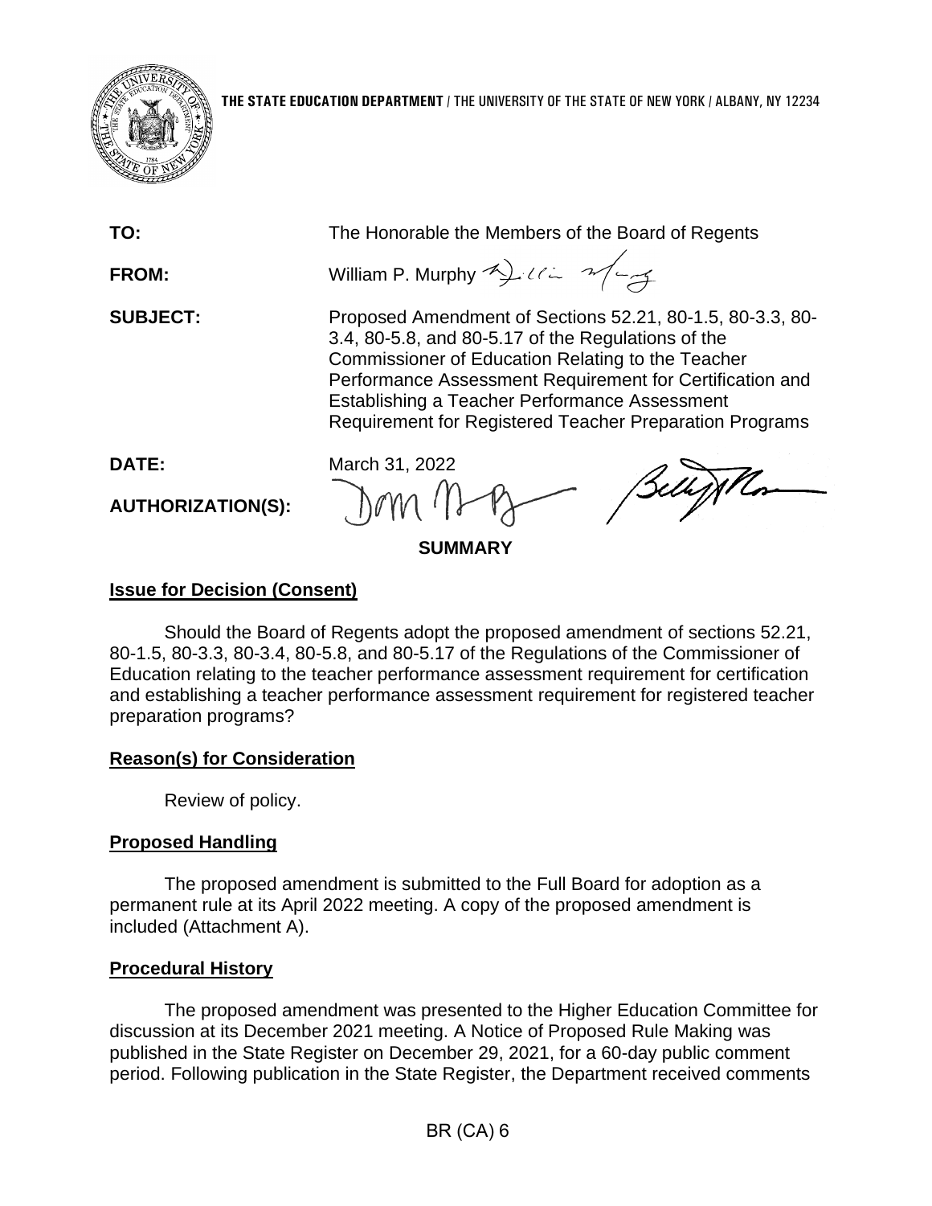**THE STATE EDUCATION DEPARTMENT** / THE UNIVERSITY OF THE STATE OF NEW YORK / ALBANY, NY 12234

**TO:** The Honorable the Members of the Board of Regents

**FROM:** William P. Murphy

**SUBJECT:** Proposed Amendment of Sections 52.21, 80-1.5, 80-3.3, 80-3.4, 80-5.8, and 80-5.17 of the Regulations of the Commissioner of Education Relating to the Teacher Performance Assessment Requirement for Certification and Establishing a Teacher Performance Assessment Requirement for Registered Teacher Preparation Programs

**DATE:** March 31, 2022

**AUTHORIZATION(S):**

**SUMMARY**

## Issue for Decision (Consent)

Should the Board of Regents adopt the proposed amendment of sections 52.21, 80-1.5, 80-3.3, 80-3.4, 80-5.8, and 80-5.17 of the Regulations of the Commissioner of Education relating to the teacher performance assessment requirement for certification and establishing a teacher performance assessment requirement for registered teacher preparation programs?

## Reason(s) for Consideration

Review of policy.

## Proposed Handling

The proposed amendment is submitted to the Full Board for adoption as a permanent rule at its April 2022 meeting. A copy of the proposed amendment is included (Attachment A).

## Procedural History

The proposed amendment was presented to the Higher Education Committee for discussion at its December 2021 meeting. A Notice of Proposed Rule Making was published in the State Register on December 29, 2021, for a 60-day public comment period. Following publication in the State Register, the Department received comments

BR (CA) 6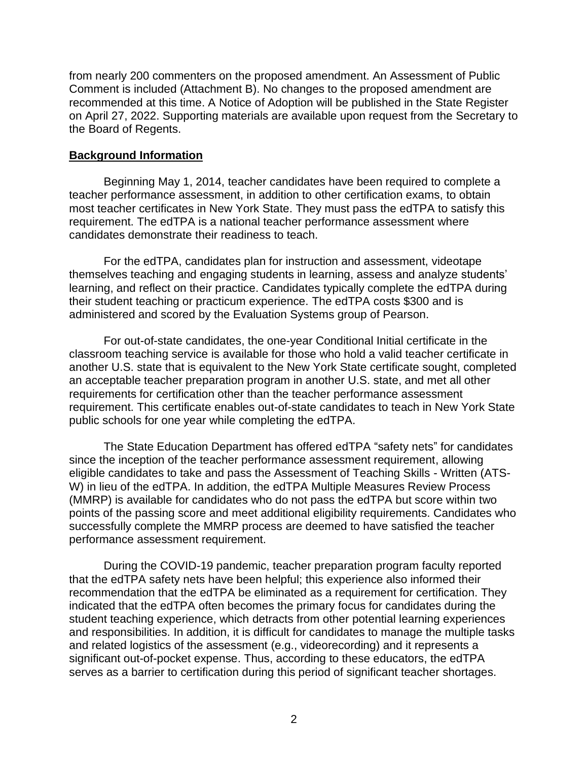from nearly 200 commenters on the proposed amendment. An Assessment of Public Comment is included (Attachment B). No changes to the proposed amendment are recommended at this time. A Notice of Adoption will be published in the State Register on April 27, 2022. Supporting materials are available upon request from the Secretary to the Board of Regents.

## Background Information

Beginning May 1, 2014, teacher candidates have been required to complete a teacher performance assessment, in addition to other certification exams, to obtain most teacher certificates in New York State. They must pass the edTPA to satisfy this requirement. The edTPA is a national teacher performance assessment where candidates demonstrate their readiness to teach.

For the edTPA, candidates plan for instruction and assessment, videotape themselves teaching and engaging students in learning, assess and analyze students' learning, and reflect on their practice. Candidates typically complete the edTPA during their student teaching or practicum experience. The edTPA costs $300 and is administered and scored by the Evaluation Systems group of Pearson.

For out-of-state candidates, the one-year Conditional Initial certificate in the classroom teaching service is available for those who hold a valid teacher certificate in another U.S. state that is equivalent to the New York State certificate sought, completed an acceptable teacher preparation program in another U.S. state, and met all other requirements for certification other than the teacher performance assessment requirement. This certificate enables out-of-state candidates to teach in New York State public schools for one year while completing the edTPA.

The State Education Department has offered edTPA "safety nets" for candidates since the inception of the teacher performance assessment requirement, allowing eligible candidates to take and pass the Assessment of Teaching Skills - Written (ATS-W) in lieu of the edTPA. In addition, the edTPA Multiple Measures Review Process (MMRP) is available for candidates who do not pass the edTPA but score within two points of the passing score and meet additional eligibility requirements. Candidates who successfully complete the MMRP process are deemed to have satisfied the teacher performance assessment requirement.

During the COVID-19 pandemic, teacher preparation program faculty reported that the edTPA safety nets have been helpful; this experience also informed their recommendation that the edTPA be eliminated as a requirement for certification. They indicated that the edTPA often becomes the primary focus for candidates during the student teaching experience, which detracts from other potential learning experiences and responsibilities. In addition, it is difficult for candidates to manage the multiple tasks and related logistics of the assessment (e.g., videorecording) and it represents a significant out-of-pocket expense. Thus, according to these educators, the edTPA serves as a barrier to certification during this period of significant teacher shortages.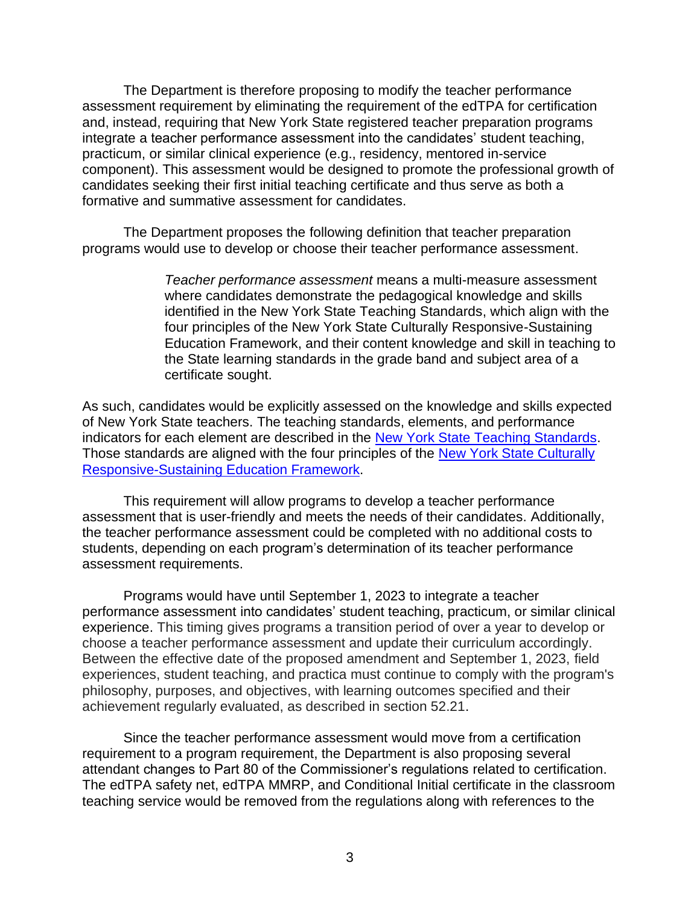The Department is therefore proposing to modify the teacher performance assessment requirement by eliminating the requirement of the edTPA for certification and, instead, requiring that New York State registered teacher preparation programs integrate a teacher performance assessment into the candidates' student teaching, practicum, or similar clinical experience (e.g., residency, mentored in-service component). This assessment would be designed to promote the professional growth of candidates seeking their first initial teaching certificate and thus serve as both a formative and summative assessment for candidates.

The Department proposes the following definition that teacher preparation programs would use to develop or choose their teacher performance assessment.

> *Teacher performance assessment* means a multi-measure assessment where candidates demonstrate the pedagogical knowledge and skills identified in the New York State Teaching Standards, which align with the four principles of the New York State Culturally Responsive-Sustaining Education Framework, and their content knowledge and skill in teaching to the State learning standards in the grade band and subject area of a certificate sought.

As such, candidates would be explicitly assessed on the knowledge and skills expected of New York State teachers. The teaching standards, elements, and performance indicators for each element are described in the New York State Teaching Standards. Those standards are aligned with the four principles of the New York State Culturally Responsive-Sustaining Education Framework.

This requirement will allow programs to develop a teacher performance assessment that is user-friendly and meets the needs of their candidates. Additionally, the teacher performance assessment could be completed with no additional costs to students, depending on each program's determination of its teacher performance assessment requirements.

Programs would have until September 1, 2023 to integrate a teacher performance assessment into candidates' student teaching, practicum, or similar clinical experience. This timing gives programs a transition period of over a year to develop or choose a teacher performance assessment and update their curriculum accordingly. Between the effective date of the proposed amendment and September 1, 2023, field experiences, student teaching, and practica must continue to comply with the program's philosophy, purposes, and objectives, with learning outcomes specified and their achievement regularly evaluated, as described in section 52.21.

Since the teacher performance assessment would move from a certification requirement to a program requirement, the Department is also proposing several attendant changes to Part 80 of the Commissioner's regulations related to certification. The edTPA safety net, edTPA MMRP, and Conditional Initial certificate in the classroom teaching service would be removed from the regulations along with references to the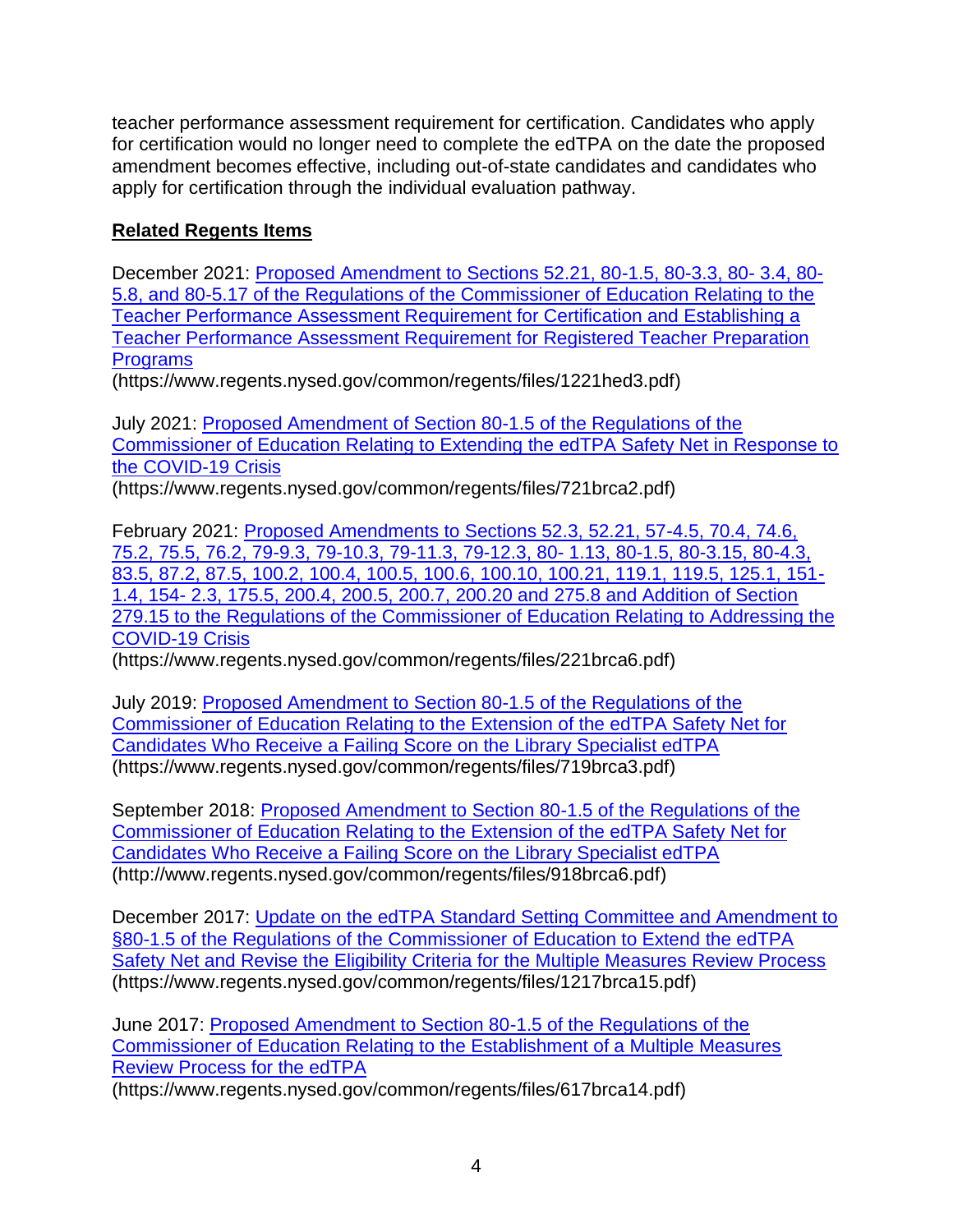teacher performance assessment requirement for certification. Candidates who apply for certification would no longer need to complete the edTPA on the date the proposed amendment becomes effective, including out-of-state candidates and candidates who apply for certification through the individual evaluation pathway.

**Related Regents Items**

December 2021: Proposed Amendment to Sections 52.21, 80-1.5, 80-3.3, 80- 3.4, 80-5.8, and 80-5.17 of the Regulations of the Commissioner of Education Relating to the Teacher Performance Assessment Requirement for Certification and Establishing a Teacher Performance Assessment Requirement for Registered Teacher Preparation Programs
(https://www.regents.nysed.gov/common/regents/files/1221hed3.pdf)

July 2021: Proposed Amendment of Section 80-1.5 of the Regulations of the Commissioner of Education Relating to Extending the edTPA Safety Net in Response to the COVID-19 Crisis
(https://www.regents.nysed.gov/common/regents/files/721brca2.pdf)

February 2021: Proposed Amendments to Sections 52.3, 52.21, 57-4.5, 70.4, 74.6, 75.2, 75.5, 76.2, 79-9.3, 79-10.3, 79-11.3, 79-12.3, 80- 1.13, 80-1.5, 80-3.15, 80-4.3, 83.5, 87.2, 87.5, 100.2, 100.4, 100.5, 100.6, 100.10, 100.21, 119.1, 119.5, 125.1, 151-1.4, 154- 2.3, 175.5, 200.4, 200.5, 200.7, 200.20 and 275.8 and Addition of Section 279.15 to the Regulations of the Commissioner of Education Relating to Addressing the COVID-19 Crisis
(https://www.regents.nysed.gov/common/regents/files/221brca6.pdf)

July 2019: Proposed Amendment to Section 80-1.5 of the Regulations of the Commissioner of Education Relating to the Extension of the edTPA Safety Net for Candidates Who Receive a Failing Score on the Library Specialist edTPA
(https://www.regents.nysed.gov/common/regents/files/719brca3.pdf)

September 2018: Proposed Amendment to Section 80-1.5 of the Regulations of the Commissioner of Education Relating to the Extension of the edTPA Safety Net for Candidates Who Receive a Failing Score on the Library Specialist edTPA
(http://www.regents.nysed.gov/common/regents/files/918brca6.pdf)

December 2017: Update on the edTPA Standard Setting Committee and Amendment to §80-1.5 of the Regulations of the Commissioner of Education to Extend the edTPA Safety Net and Revise the Eligibility Criteria for the Multiple Measures Review Process
(https://www.regents.nysed.gov/common/regents/files/1217brca15.pdf)

June 2017: Proposed Amendment to Section 80-1.5 of the Regulations of the Commissioner of Education Relating to the Establishment of a Multiple Measures Review Process for the edTPA
(https://www.regents.nysed.gov/common/regents/files/617brca14.pdf)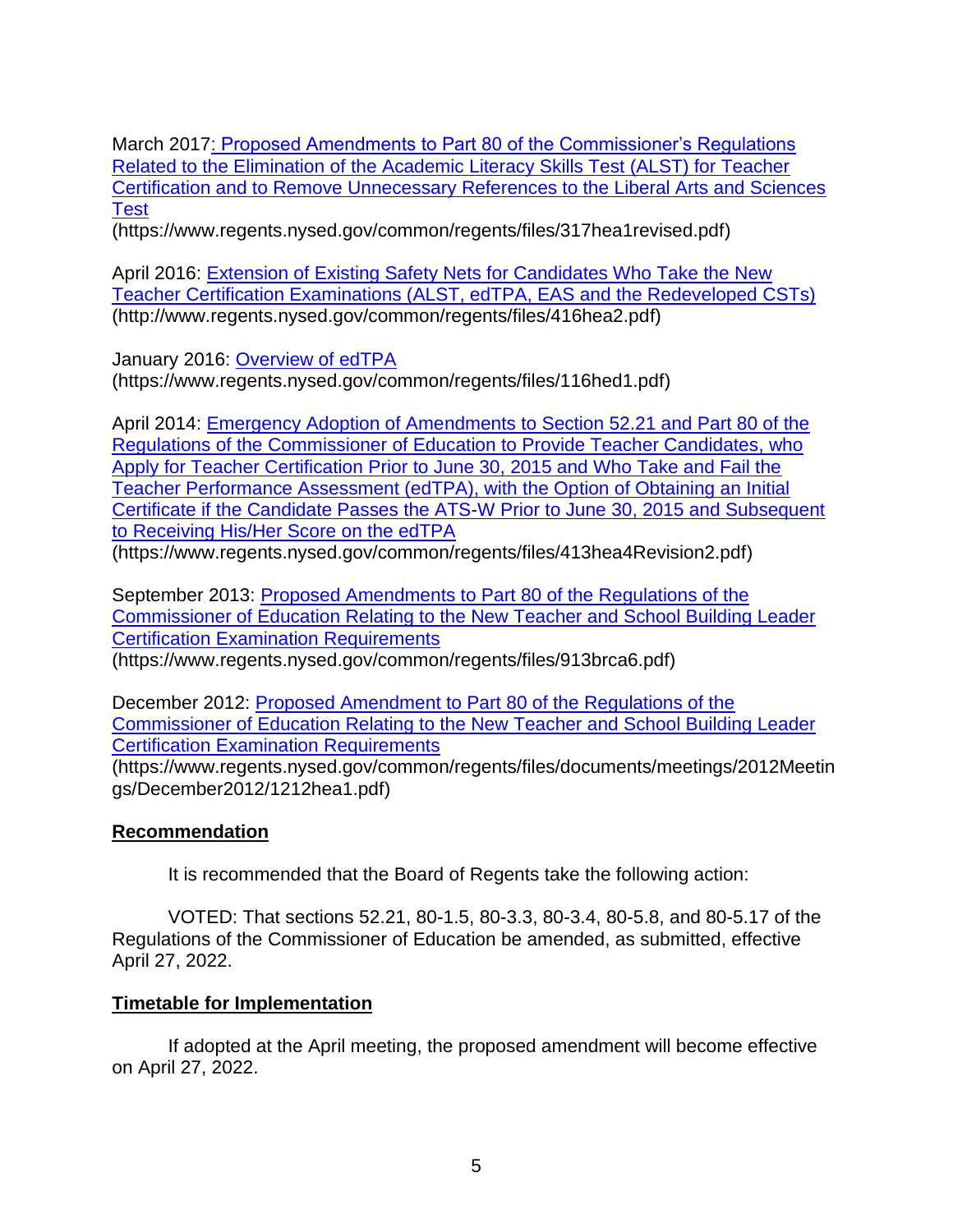March 2017: Proposed Amendments to Part 80 of the Commissioner's Regulations Related to the Elimination of the Academic Literacy Skills Test (ALST) for Teacher Certification and to Remove Unnecessary References to the Liberal Arts and Sciences Test
(https://www.regents.nysed.gov/common/regents/files/317hea1revised.pdf)

April 2016: Extension of Existing Safety Nets for Candidates Who Take the New Teacher Certification Examinations (ALST, edTPA, EAS and the Redeveloped CSTs)
(http://www.regents.nysed.gov/common/regents/files/416hea2.pdf)

January 2016: Overview of edTPA
(https://www.regents.nysed.gov/common/regents/files/116hed1.pdf)

April 2014: Emergency Adoption of Amendments to Section 52.21 and Part 80 of the Regulations of the Commissioner of Education to Provide Teacher Candidates, who Apply for Teacher Certification Prior to June 30, 2015 and Who Take and Fail the Teacher Performance Assessment (edTPA), with the Option of Obtaining an Initial Certificate if the Candidate Passes the ATS-W Prior to June 30, 2015 and Subsequent to Receiving His/Her Score on the edTPA
(https://www.regents.nysed.gov/common/regents/files/413hea4Revision2.pdf)

September 2013: Proposed Amendments to Part 80 of the Regulations of the Commissioner of Education Relating to the New Teacher and School Building Leader Certification Examination Requirements
(https://www.regents.nysed.gov/common/regents/files/913brca6.pdf)

December 2012: Proposed Amendment to Part 80 of the Regulations of the Commissioner of Education Relating to the New Teacher and School Building Leader Certification Examination Requirements
(https://www.regents.nysed.gov/common/regents/files/documents/meetings/2012Meetings/December2012/1212hea1.pdf)

**Recommendation**

It is recommended that the Board of Regents take the following action:

VOTED: That sections 52.21, 80-1.5, 80-3.3, 80-3.4, 80-5.8, and 80-5.17 of the Regulations of the Commissioner of Education be amended, as submitted, effective April 27, 2022.

**Timetable for Implementation**

If adopted at the April meeting, the proposed amendment will become effective on April 27, 2022.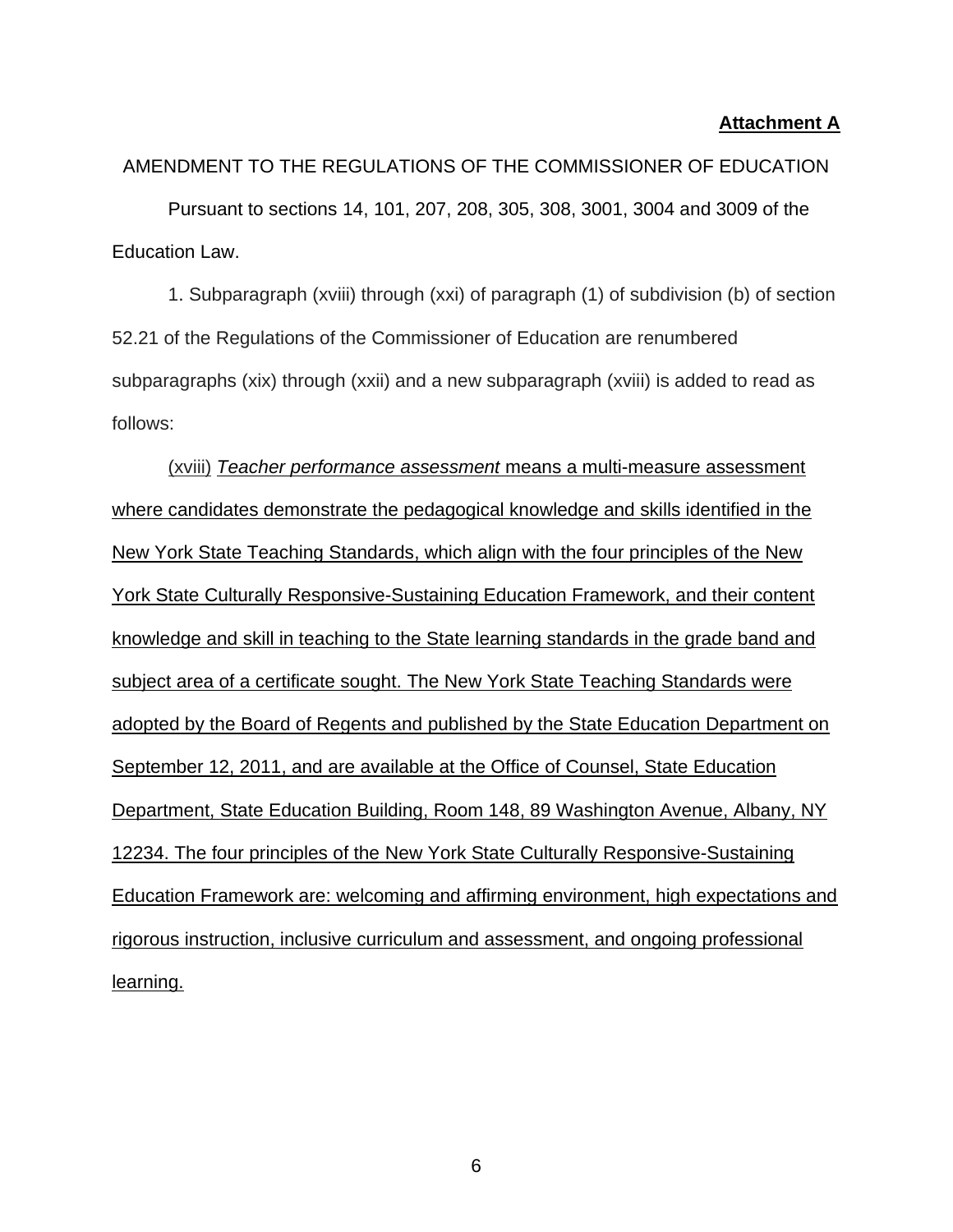**Attachment A**

AMENDMENT TO THE REGULATIONS OF THE COMMISSIONER OF EDUCATION

Pursuant to sections 14, 101, 207, 208, 305, 308, 3001, 3004 and 3009 of the Education Law.

1. Subparagraph (xviii) through (xxi) of paragraph (1) of subdivision (b) of section 52.21 of the Regulations of the Commissioner of Education are renumbered subparagraphs (xix) through (xxii) and a new subparagraph (xviii) is added to read as follows:

<u>(xviii) *Teacher performance assessment* means a multi-measure assessment where candidates demonstrate the pedagogical knowledge and skills identified in the New York State Teaching Standards, which align with the four principles of the New York State Culturally Responsive-Sustaining Education Framework, and their content knowledge and skill in teaching to the State learning standards in the grade band and subject area of a certificate sought. The New York State Teaching Standards were adopted by the Board of Regents and published by the State Education Department on September 12, 2011, and are available at the Office of Counsel, State Education Department, State Education Building, Room 148, 89 Washington Avenue, Albany, NY 12234. The four principles of the New York State Culturally Responsive-Sustaining Education Framework are: welcoming and affirming environment, high expectations and rigorous instruction, inclusive curriculum and assessment, and ongoing professional learning.</u>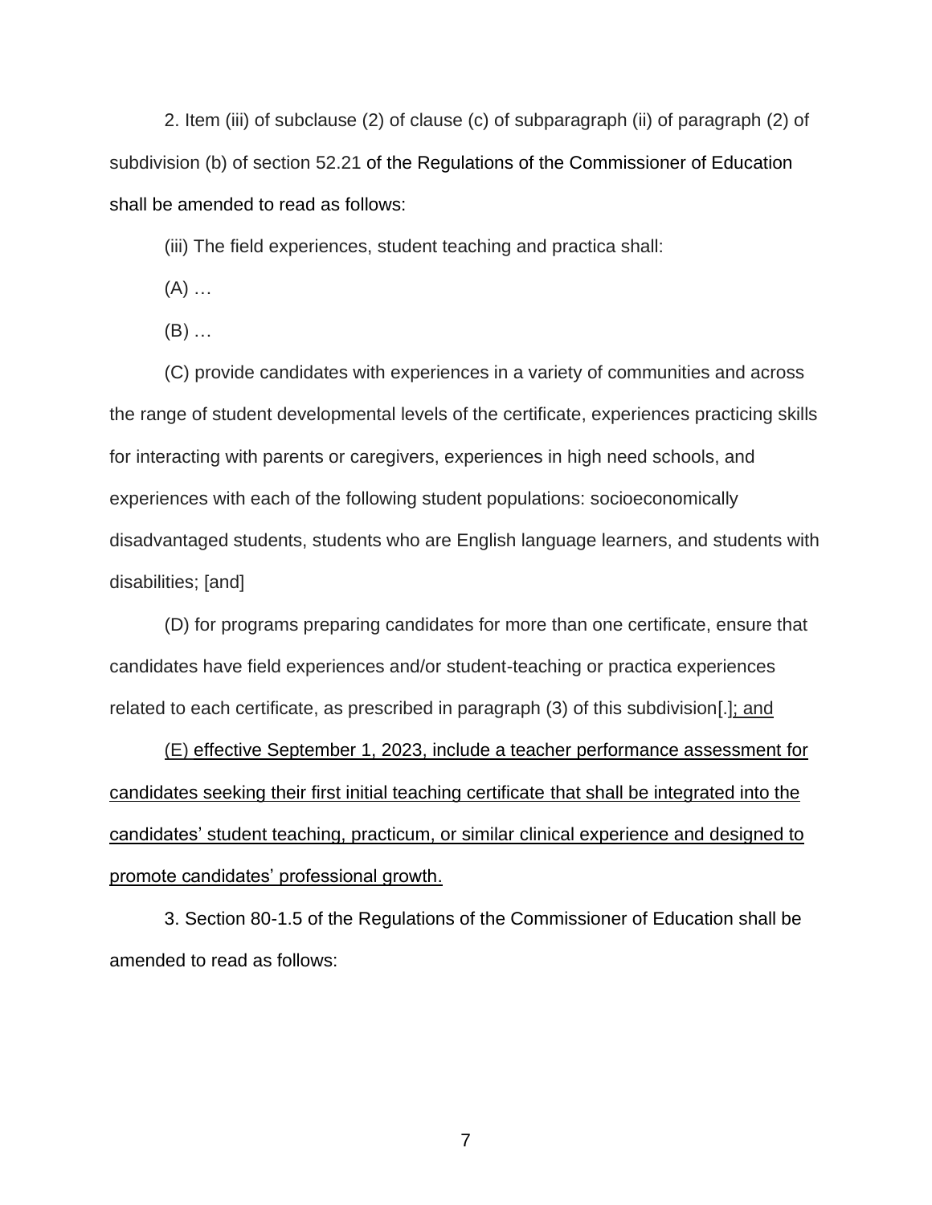2. Item (iii) of subclause (2) of clause (c) of subparagraph (ii) of paragraph (2) of subdivision (b) of section 52.21 of the Regulations of the Commissioner of Education shall be amended to read as follows:

(iii) The field experiences, student teaching and practica shall:

(A) …

(B) …

(C) provide candidates with experiences in a variety of communities and across the range of student developmental levels of the certificate, experiences practicing skills for interacting with parents or caregivers, experiences in high need schools, and experiences with each of the following student populations: socioeconomically disadvantaged students, students who are English language learners, and students with disabilities; [and]

(D) for programs preparing candidates for more than one certificate, ensure that candidates have field experiences and/or student-teaching or practica experiences related to each certificate, as prescribed in paragraph (3) of this subdivision[.]<u>; and</u>

<u>(E) effective September 1, 2023, include a teacher performance assessment for candidates seeking their first initial teaching certificate that shall be integrated into the candidates' student teaching, practicum, or similar clinical experience and designed to promote candidates' professional growth.</u>

3. Section 80-1.5 of the Regulations of the Commissioner of Education shall be amended to read as follows: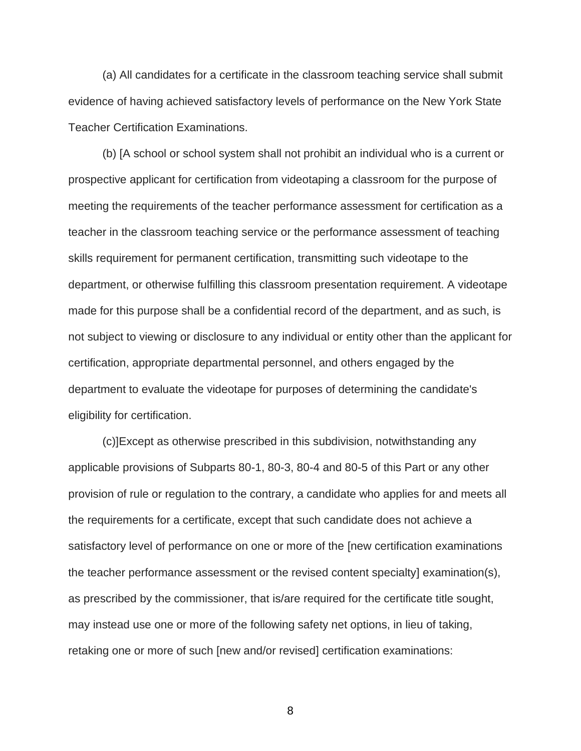(a) All candidates for a certificate in the classroom teaching service shall submit evidence of having achieved satisfactory levels of performance on the New York State Teacher Certification Examinations.

(b) [A school or school system shall not prohibit an individual who is a current or prospective applicant for certification from videotaping a classroom for the purpose of meeting the requirements of the teacher performance assessment for certification as a teacher in the classroom teaching service or the performance assessment of teaching skills requirement for permanent certification, transmitting such videotape to the department, or otherwise fulfilling this classroom presentation requirement. A videotape made for this purpose shall be a confidential record of the department, and as such, is not subject to viewing or disclosure to any individual or entity other than the applicant for certification, appropriate departmental personnel, and others engaged by the department to evaluate the videotape for purposes of determining the candidate's eligibility for certification.

(c)]Except as otherwise prescribed in this subdivision, notwithstanding any applicable provisions of Subparts 80-1, 80-3, 80-4 and 80-5 of this Part or any other provision of rule or regulation to the contrary, a candidate who applies for and meets all the requirements for a certificate, except that such candidate does not achieve a satisfactory level of performance on one or more of the [new certification examinations the teacher performance assessment or the revised content specialty] examination(s), as prescribed by the commissioner, that is/are required for the certificate title sought, may instead use one or more of the following safety net options, in lieu of taking, retaking one or more of such [new and/or revised] certification examinations: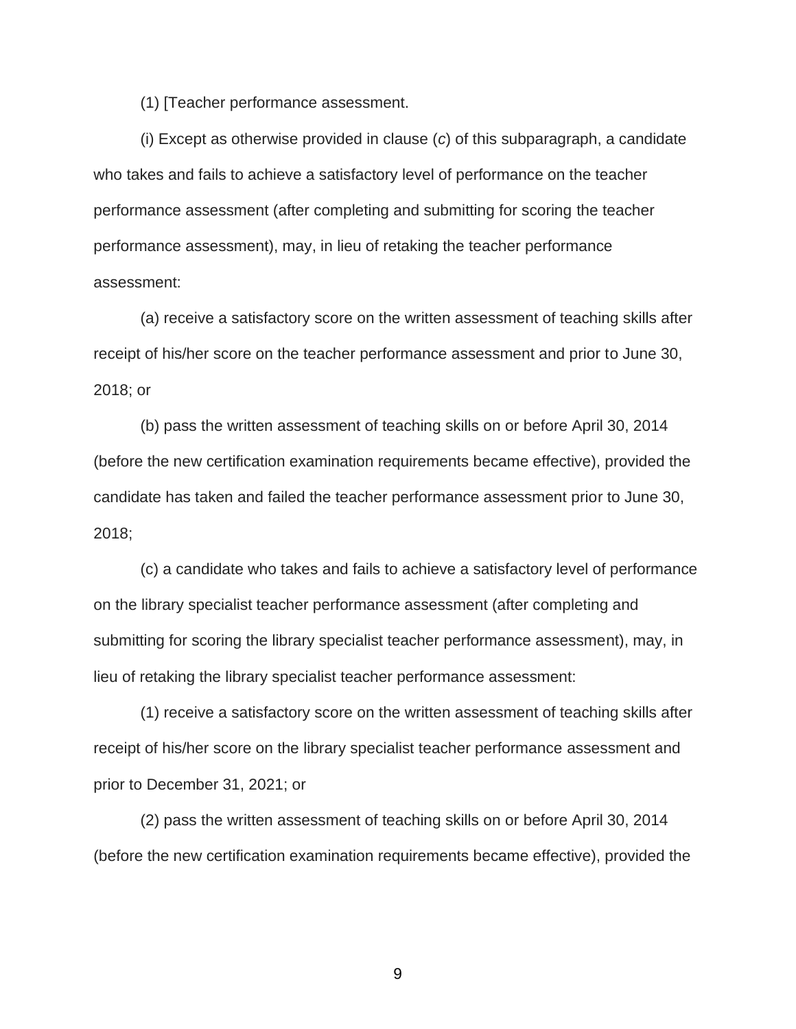(1) [Teacher performance assessment.

(i) Except as otherwise provided in clause (*c*) of this subparagraph, a candidate who takes and fails to achieve a satisfactory level of performance on the teacher performance assessment (after completing and submitting for scoring the teacher performance assessment), may, in lieu of retaking the teacher performance assessment:

(a) receive a satisfactory score on the written assessment of teaching skills after receipt of his/her score on the teacher performance assessment and prior to June 30, 2018; or

(b) pass the written assessment of teaching skills on or before April 30, 2014 (before the new certification examination requirements became effective), provided the candidate has taken and failed the teacher performance assessment prior to June 30, 2018;

(c) a candidate who takes and fails to achieve a satisfactory level of performance on the library specialist teacher performance assessment (after completing and submitting for scoring the library specialist teacher performance assessment), may, in lieu of retaking the library specialist teacher performance assessment:

(1) receive a satisfactory score on the written assessment of teaching skills after receipt of his/her score on the library specialist teacher performance assessment and prior to December 31, 2021; or

(2) pass the written assessment of teaching skills on or before April 30, 2014 (before the new certification examination requirements became effective), provided the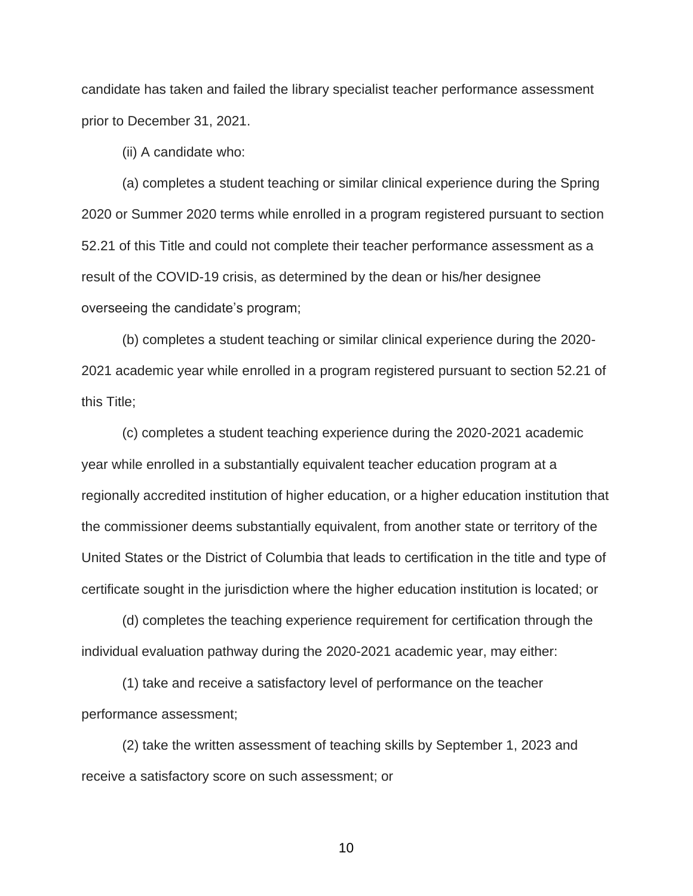candidate has taken and failed the library specialist teacher performance assessment prior to December 31, 2021.

(ii) A candidate who:

(a) completes a student teaching or similar clinical experience during the Spring 2020 or Summer 2020 terms while enrolled in a program registered pursuant to section 52.21 of this Title and could not complete their teacher performance assessment as a result of the COVID-19 crisis, as determined by the dean or his/her designee overseeing the candidate's program;

(b) completes a student teaching or similar clinical experience during the 2020-2021 academic year while enrolled in a program registered pursuant to section 52.21 of this Title;

(c) completes a student teaching experience during the 2020-2021 academic year while enrolled in a substantially equivalent teacher education program at a regionally accredited institution of higher education, or a higher education institution that the commissioner deems substantially equivalent, from another state or territory of the United States or the District of Columbia that leads to certification in the title and type of certificate sought in the jurisdiction where the higher education institution is located; or

(d) completes the teaching experience requirement for certification through the individual evaluation pathway during the 2020-2021 academic year, may either:

(1) take and receive a satisfactory level of performance on the teacher performance assessment;

(2) take the written assessment of teaching skills by September 1, 2023 and receive a satisfactory score on such assessment; or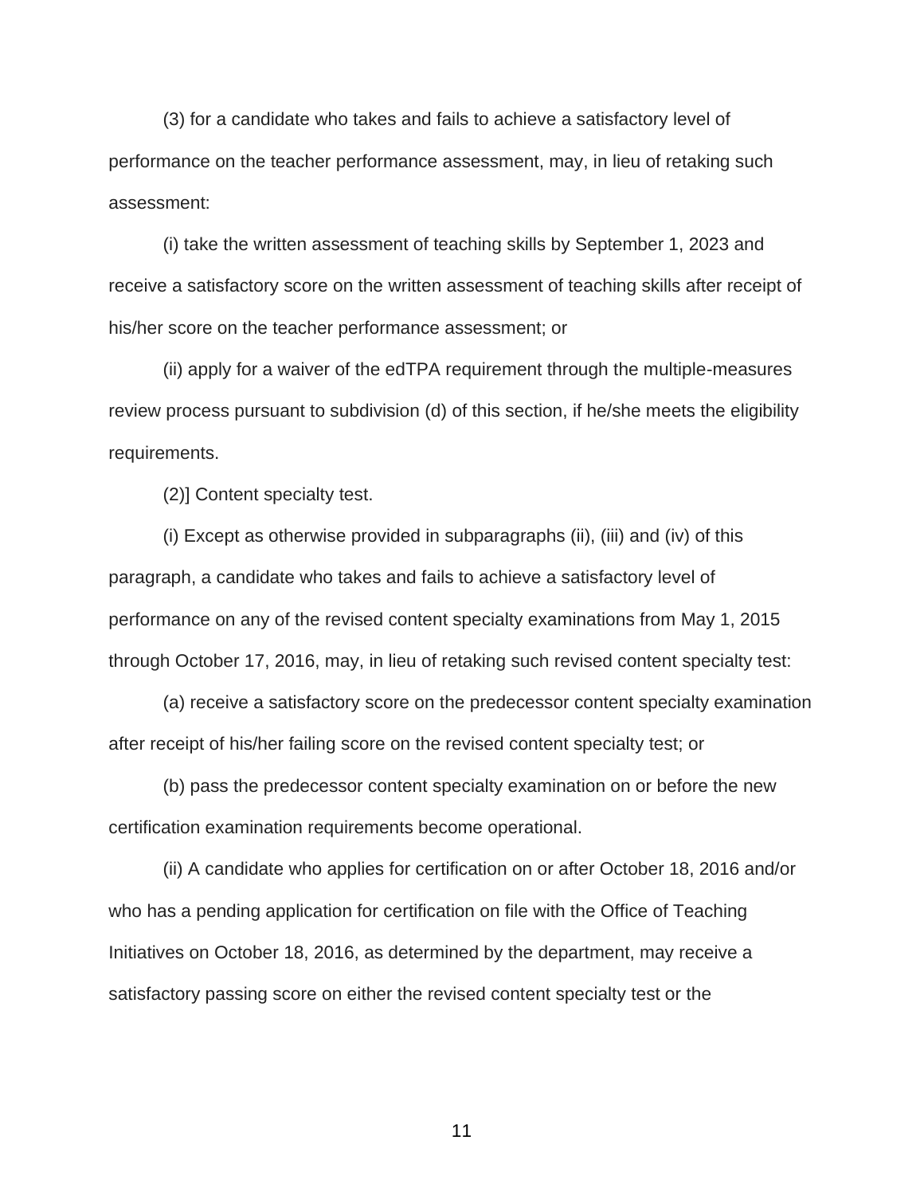(3) for a candidate who takes and fails to achieve a satisfactory level of performance on the teacher performance assessment, may, in lieu of retaking such assessment:

(i) take the written assessment of teaching skills by September 1, 2023 and receive a satisfactory score on the written assessment of teaching skills after receipt of his/her score on the teacher performance assessment; or

(ii) apply for a waiver of the edTPA requirement through the multiple-measures review process pursuant to subdivision (d) of this section, if he/she meets the eligibility requirements.

(2)] Content specialty test.

(i) Except as otherwise provided in subparagraphs (ii), (iii) and (iv) of this paragraph, a candidate who takes and fails to achieve a satisfactory level of performance on any of the revised content specialty examinations from May 1, 2015 through October 17, 2016, may, in lieu of retaking such revised content specialty test:

(a) receive a satisfactory score on the predecessor content specialty examination after receipt of his/her failing score on the revised content specialty test; or

(b) pass the predecessor content specialty examination on or before the new certification examination requirements become operational.

(ii) A candidate who applies for certification on or after October 18, 2016 and/or who has a pending application for certification on file with the Office of Teaching Initiatives on October 18, 2016, as determined by the department, may receive a satisfactory passing score on either the revised content specialty test or the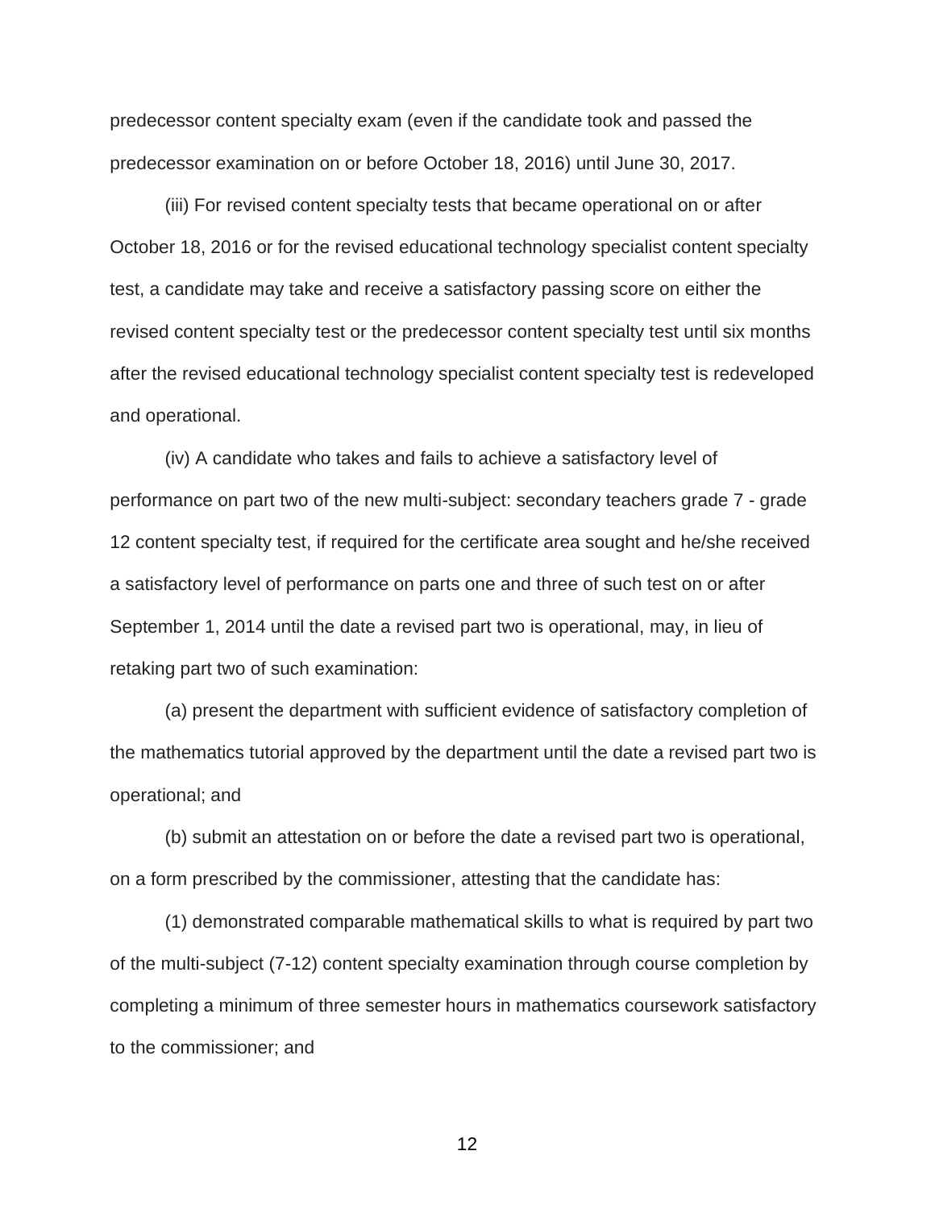predecessor content specialty exam (even if the candidate took and passed the predecessor examination on or before October 18, 2016) until June 30, 2017.

(iii) For revised content specialty tests that became operational on or after October 18, 2016 or for the revised educational technology specialist content specialty test, a candidate may take and receive a satisfactory passing score on either the revised content specialty test or the predecessor content specialty test until six months after the revised educational technology specialist content specialty test is redeveloped and operational.

(iv) A candidate who takes and fails to achieve a satisfactory level of performance on part two of the new multi-subject: secondary teachers grade 7 - grade 12 content specialty test, if required for the certificate area sought and he/she received a satisfactory level of performance on parts one and three of such test on or after September 1, 2014 until the date a revised part two is operational, may, in lieu of retaking part two of such examination:

(a) present the department with sufficient evidence of satisfactory completion of the mathematics tutorial approved by the department until the date a revised part two is operational; and

(b) submit an attestation on or before the date a revised part two is operational, on a form prescribed by the commissioner, attesting that the candidate has:

(1) demonstrated comparable mathematical skills to what is required by part two of the multi-subject (7-12) content specialty examination through course completion by completing a minimum of three semester hours in mathematics coursework satisfactory to the commissioner; and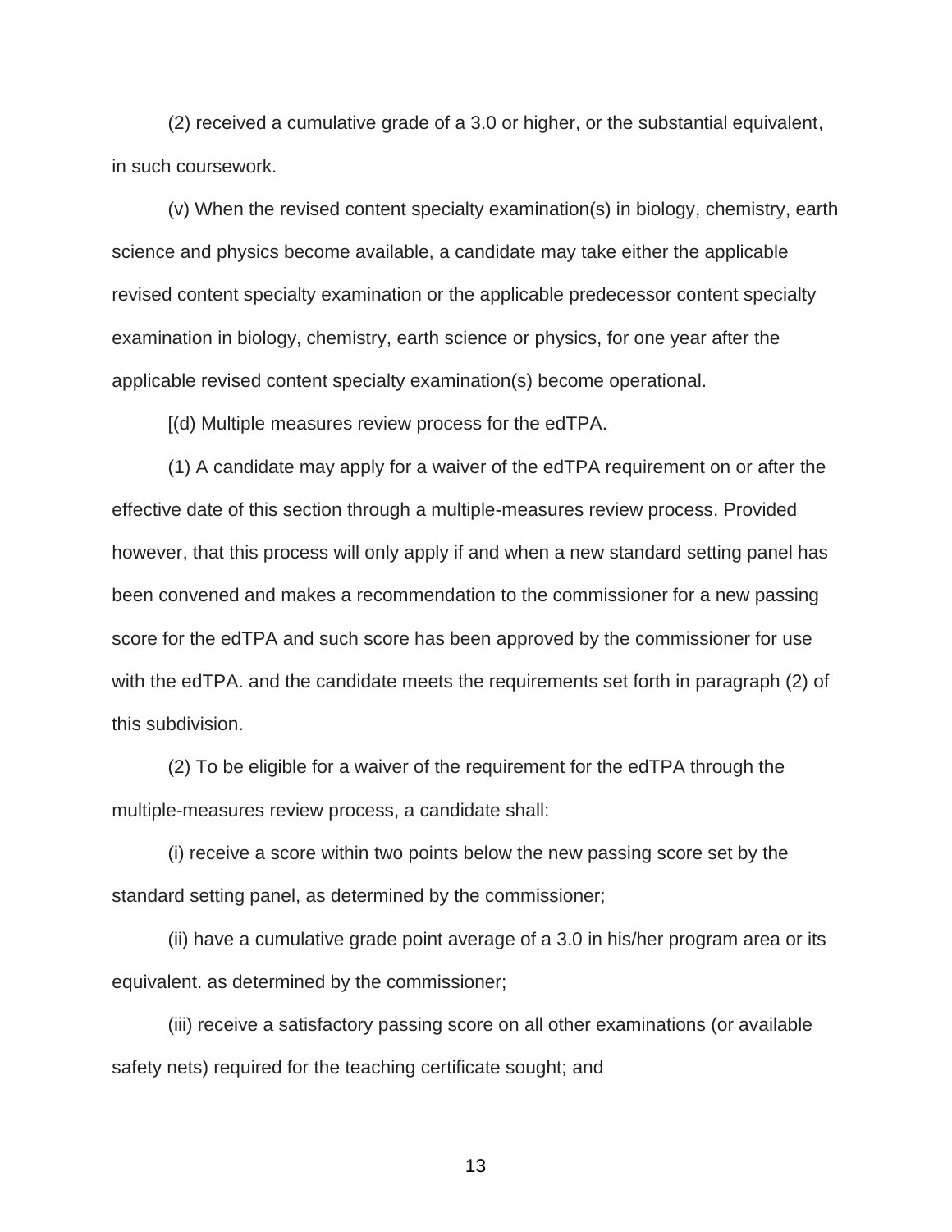(2) received a cumulative grade of a 3.0 or higher, or the substantial equivalent, in such coursework.

(v) When the revised content specialty examination(s) in biology, chemistry, earth science and physics become available, a candidate may take either the applicable revised content specialty examination or the applicable predecessor content specialty examination in biology, chemistry, earth science or physics, for one year after the applicable revised content specialty examination(s) become operational.

[(d) Multiple measures review process for the edTPA.

(1) A candidate may apply for a waiver of the edTPA requirement on or after the effective date of this section through a multiple-measures review process. Provided however, that this process will only apply if and when a new standard setting panel has been convened and makes a recommendation to the commissioner for a new passing score for the edTPA and such score has been approved by the commissioner for use with the edTPA. and the candidate meets the requirements set forth in paragraph (2) of this subdivision.

(2) To be eligible for a waiver of the requirement for the edTPA through the multiple-measures review process, a candidate shall:

(i) receive a score within two points below the new passing score set by the standard setting panel, as determined by the commissioner;

(ii) have a cumulative grade point average of a 3.0 in his/her program area or its equivalent. as determined by the commissioner;

(iii) receive a satisfactory passing score on all other examinations (or available safety nets) required for the teaching certificate sought; and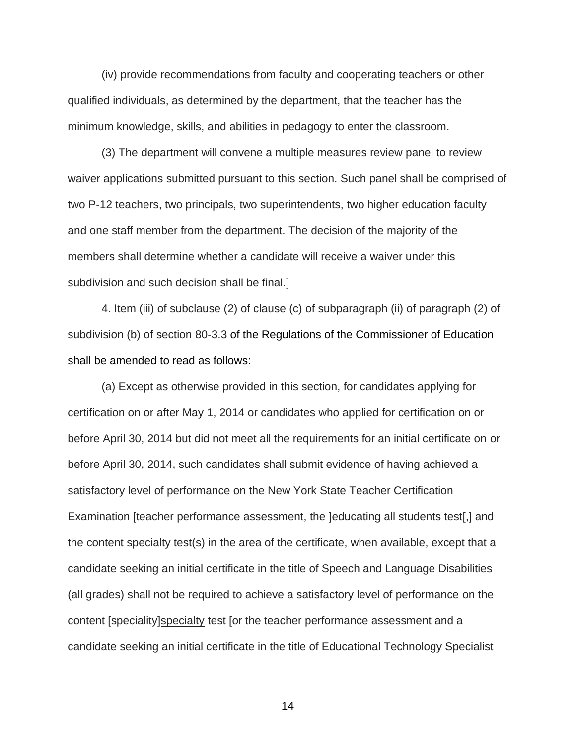(iv) provide recommendations from faculty and cooperating teachers or other qualified individuals, as determined by the department, that the teacher has the minimum knowledge, skills, and abilities in pedagogy to enter the classroom.

(3) The department will convene a multiple measures review panel to review waiver applications submitted pursuant to this section. Such panel shall be comprised of two P-12 teachers, two principals, two superintendents, two higher education faculty and one staff member from the department. The decision of the majority of the members shall determine whether a candidate will receive a waiver under this subdivision and such decision shall be final.]

4. Item (iii) of subclause (2) of clause (c) of subparagraph (ii) of paragraph (2) of subdivision (b) of section 80-3.3 of the Regulations of the Commissioner of Education shall be amended to read as follows:

(a) Except as otherwise provided in this section, for candidates applying for certification on or after May 1, 2014 or candidates who applied for certification on or before April 30, 2014 but did not meet all the requirements for an initial certificate on or before April 30, 2014, such candidates shall submit evidence of having achieved a satisfactory level of performance on the New York State Teacher Certification Examination [teacher performance assessment, the ]educating all students test[,] and the content specialty test(s) in the area of the certificate, when available, except that a candidate seeking an initial certificate in the title of Speech and Language Disabilities (all grades) shall not be required to achieve a satisfactory level of performance on the content [speciality]<u>specialty</u> test [or the teacher performance assessment and a candidate seeking an initial certificate in the title of Educational Technology Specialist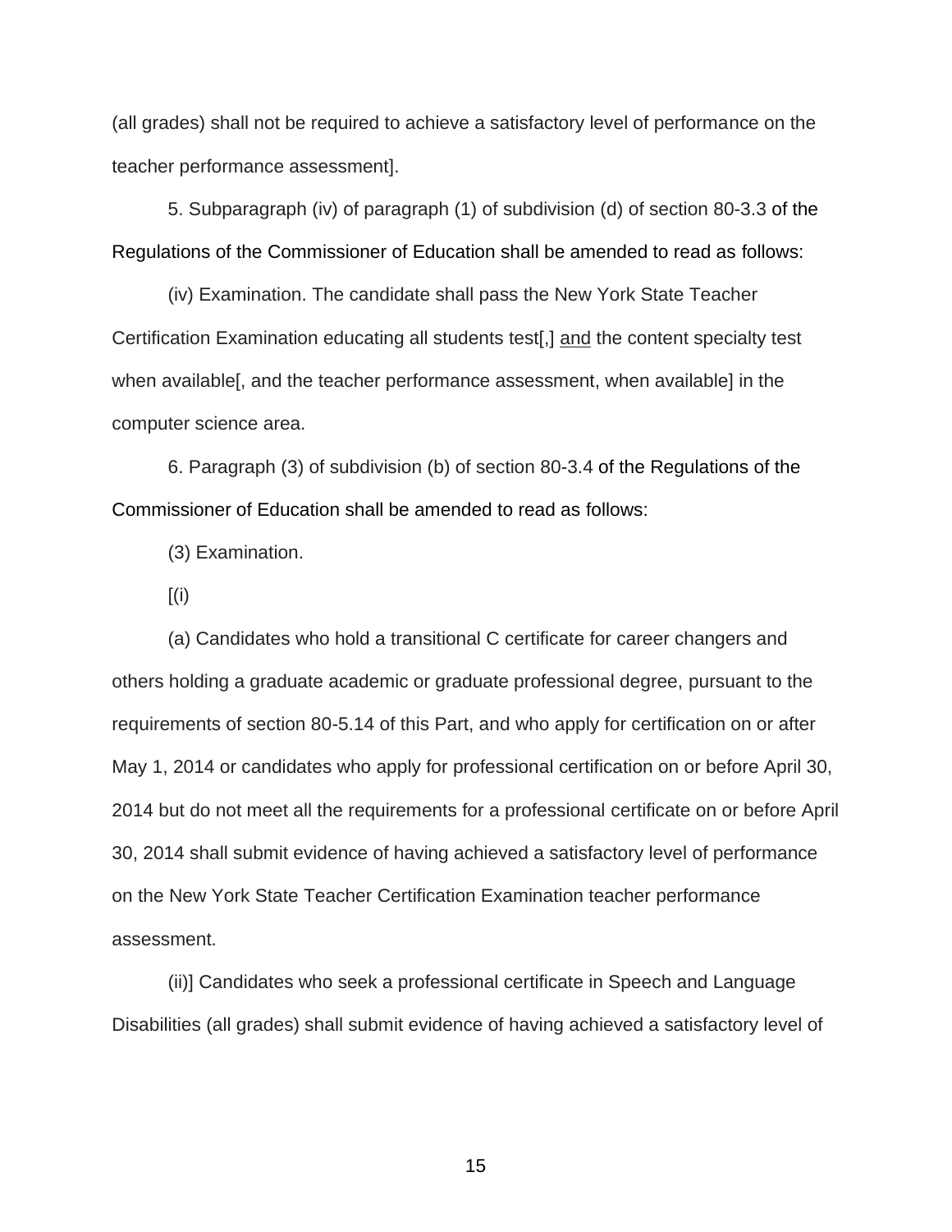(all grades) shall not be required to achieve a satisfactory level of performance on the teacher performance assessment].

5. Subparagraph (iv) of paragraph (1) of subdivision (d) of section 80-3.3 of the Regulations of the Commissioner of Education shall be amended to read as follows:

(iv) Examination. The candidate shall pass the New York State Teacher Certification Examination educating all students test[,] <u>and</u> the content specialty test when available[, and the teacher performance assessment, when available] in the computer science area.

6. Paragraph (3) of subdivision (b) of section 80-3.4 of the Regulations of the Commissioner of Education shall be amended to read as follows:

(3) Examination.

[(i)

(a) Candidates who hold a transitional C certificate for career changers and others holding a graduate academic or graduate professional degree, pursuant to the requirements of section 80-5.14 of this Part, and who apply for certification on or after May 1, 2014 or candidates who apply for professional certification on or before April 30, 2014 but do not meet all the requirements for a professional certificate on or before April 30, 2014 shall submit evidence of having achieved a satisfactory level of performance on the New York State Teacher Certification Examination teacher performance assessment.

(ii)] Candidates who seek a professional certificate in Speech and Language Disabilities (all grades) shall submit evidence of having achieved a satisfactory level of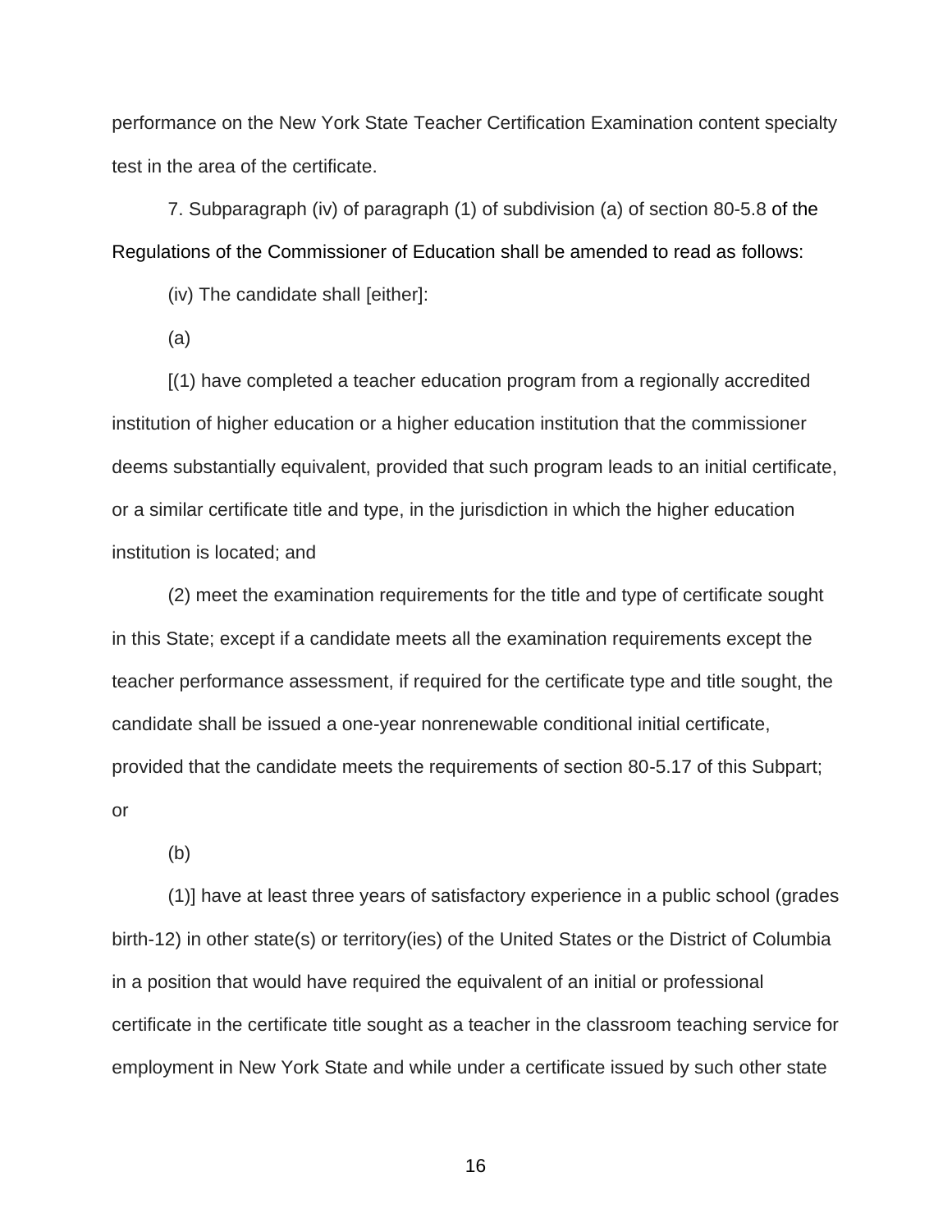performance on the New York State Teacher Certification Examination content specialty test in the area of the certificate.

7. Subparagraph (iv) of paragraph (1) of subdivision (a) of section 80-5.8 of the Regulations of the Commissioner of Education shall be amended to read as follows:

(iv) The candidate shall [either]:

(a)

[(1) have completed a teacher education program from a regionally accredited institution of higher education or a higher education institution that the commissioner deems substantially equivalent, provided that such program leads to an initial certificate, or a similar certificate title and type, in the jurisdiction in which the higher education institution is located; and

(2) meet the examination requirements for the title and type of certificate sought in this State; except if a candidate meets all the examination requirements except the teacher performance assessment, if required for the certificate type and title sought, the candidate shall be issued a one-year nonrenewable conditional initial certificate, provided that the candidate meets the requirements of section 80-5.17 of this Subpart; or

(b)

(1)] have at least three years of satisfactory experience in a public school (grades birth-12) in other state(s) or territory(ies) of the United States or the District of Columbia in a position that would have required the equivalent of an initial or professional certificate in the certificate title sought as a teacher in the classroom teaching service for employment in New York State and while under a certificate issued by such other state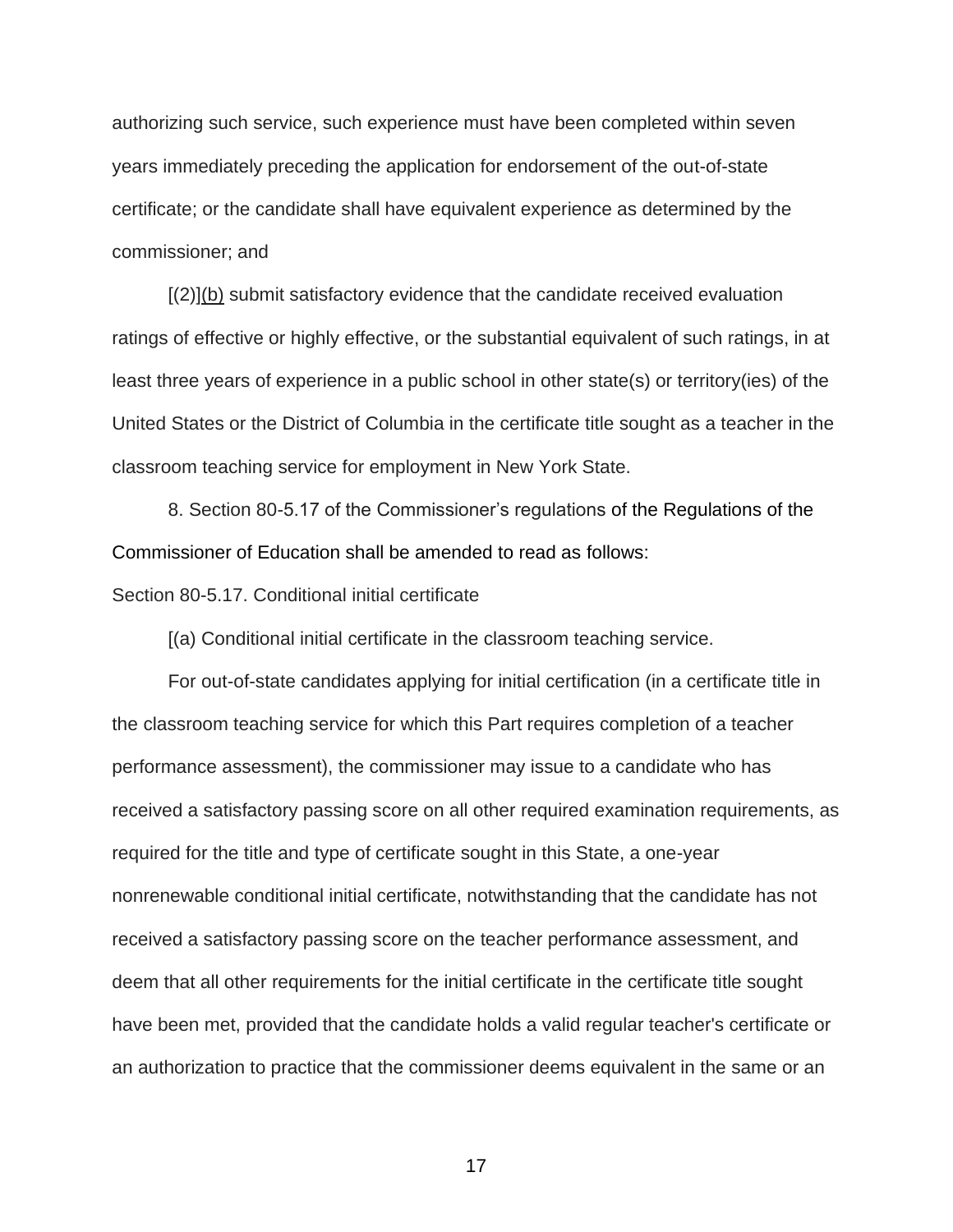authorizing such service, such experience must have been completed within seven years immediately preceding the application for endorsement of the out-of-state certificate; or the candidate shall have equivalent experience as determined by the commissioner; and

[(2)]<u>(b)</u> submit satisfactory evidence that the candidate received evaluation ratings of effective or highly effective, or the substantial equivalent of such ratings, in at least three years of experience in a public school in other state(s) or territory(ies) of the United States or the District of Columbia in the certificate title sought as a teacher in the classroom teaching service for employment in New York State.

8. Section 80-5.17 of the Commissioner's regulations of the Regulations of the Commissioner of Education shall be amended to read as follows:

Section 80-5.17. Conditional initial certificate

[(a) Conditional initial certificate in the classroom teaching service.

For out-of-state candidates applying for initial certification (in a certificate title in the classroom teaching service for which this Part requires completion of a teacher performance assessment), the commissioner may issue to a candidate who has received a satisfactory passing score on all other required examination requirements, as required for the title and type of certificate sought in this State, a one-year nonrenewable conditional initial certificate, notwithstanding that the candidate has not received a satisfactory passing score on the teacher performance assessment, and deem that all other requirements for the initial certificate in the certificate title sought have been met, provided that the candidate holds a valid regular teacher's certificate or an authorization to practice that the commissioner deems equivalent in the same or an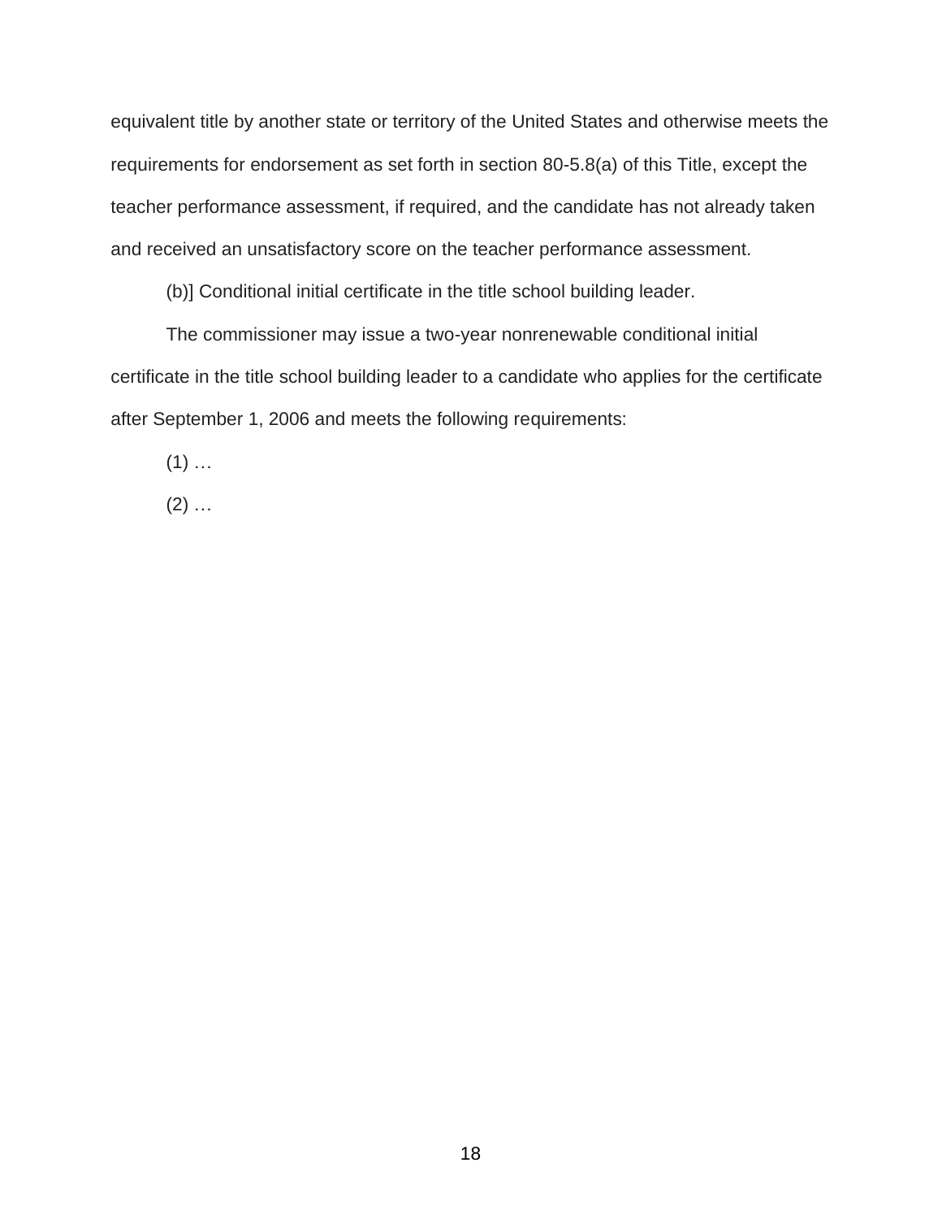equivalent title by another state or territory of the United States and otherwise meets the requirements for endorsement as set forth in section 80-5.8(a) of this Title, except the teacher performance assessment, if required, and the candidate has not already taken and received an unsatisfactory score on the teacher performance assessment.

(b)] Conditional initial certificate in the title school building leader.

The commissioner may issue a two-year nonrenewable conditional initial certificate in the title school building leader to a candidate who applies for the certificate after September 1, 2006 and meets the following requirements:

(1) …

(2) …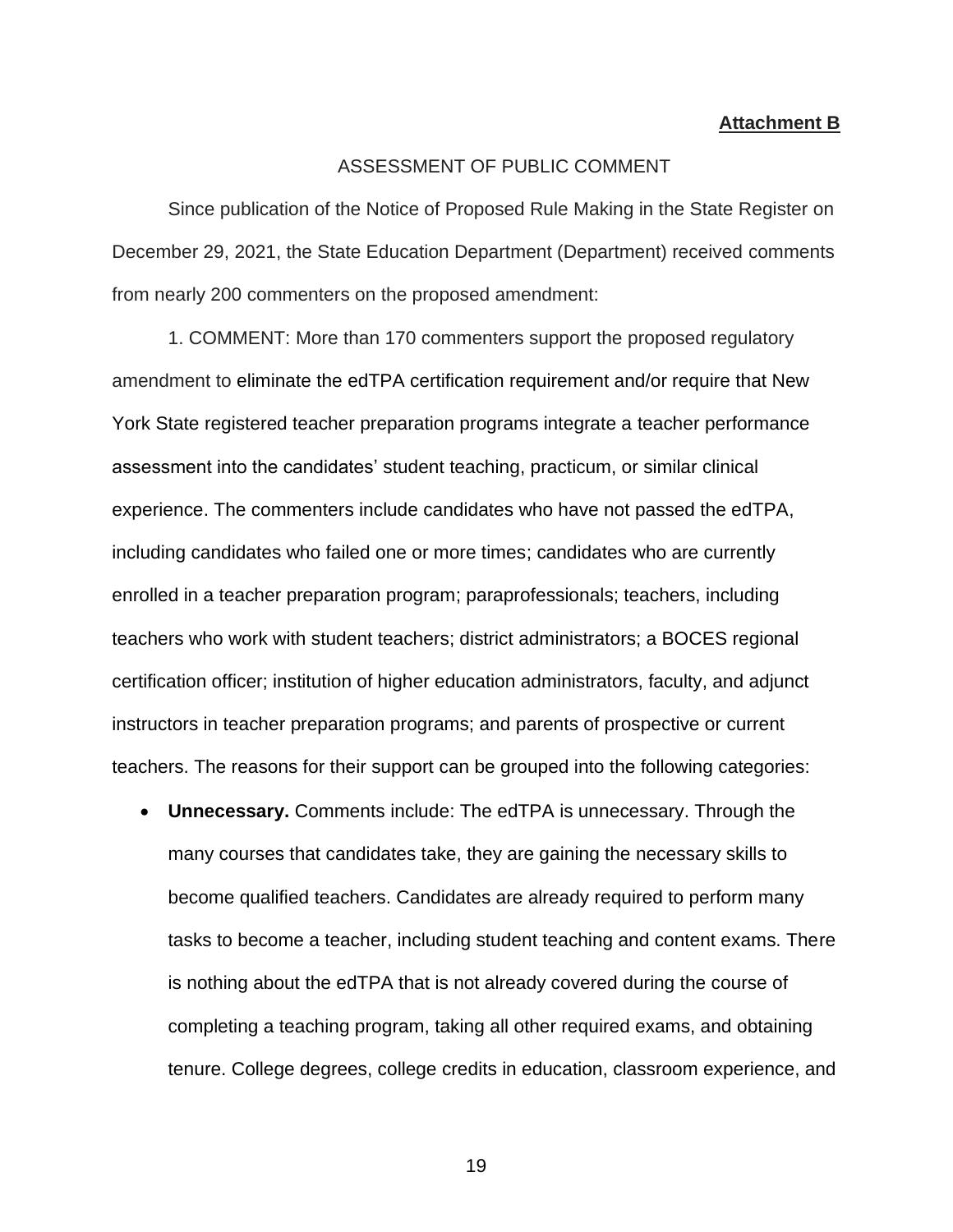**Attachment B**

ASSESSMENT OF PUBLIC COMMENT

Since publication of the Notice of Proposed Rule Making in the State Register on December 29, 2021, the State Education Department (Department) received comments from nearly 200 commenters on the proposed amendment:

1. COMMENT: More than 170 commenters support the proposed regulatory amendment to eliminate the edTPA certification requirement and/or require that New York State registered teacher preparation programs integrate a teacher performance assessment into the candidates' student teaching, practicum, or similar clinical experience. The commenters include candidates who have not passed the edTPA, including candidates who failed one or more times; candidates who are currently enrolled in a teacher preparation program; paraprofessionals; teachers, including teachers who work with student teachers; district administrators; a BOCES regional certification officer; institution of higher education administrators, faculty, and adjunct instructors in teacher preparation programs; and parents of prospective or current teachers. The reasons for their support can be grouped into the following categories:

- **Unnecessary.** Comments include: The edTPA is unnecessary. Through the many courses that candidates take, they are gaining the necessary skills to become qualified teachers. Candidates are already required to perform many tasks to become a teacher, including student teaching and content exams. There is nothing about the edTPA that is not already covered during the course of completing a teaching program, taking all other required exams, and obtaining tenure. College degrees, college credits in education, classroom experience, and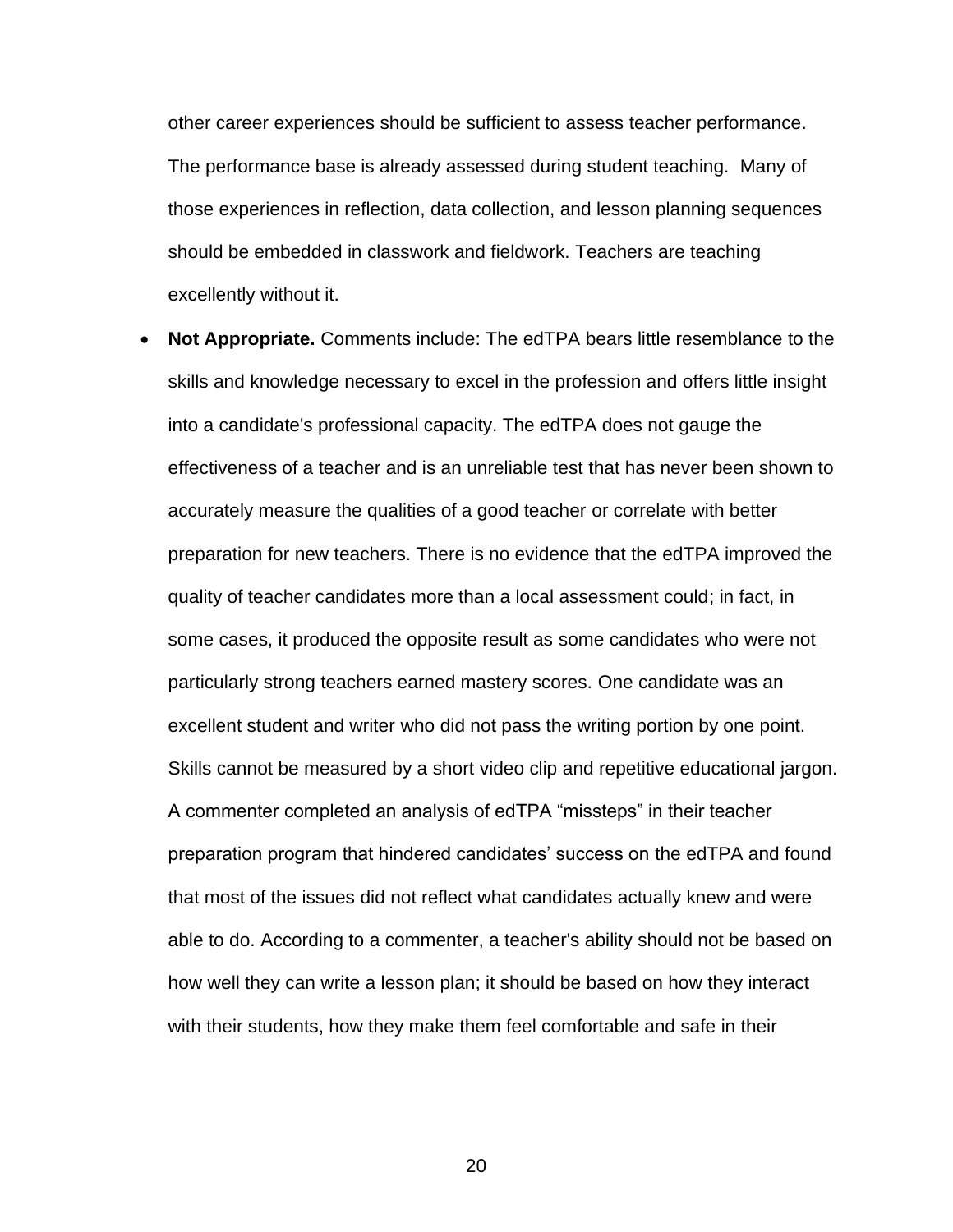other career experiences should be sufficient to assess teacher performance. The performance base is already assessed during student teaching. Many of those experiences in reflection, data collection, and lesson planning sequences should be embedded in classwork and fieldwork. Teachers are teaching excellently without it.

- **Not Appropriate.** Comments include: The edTPA bears little resemblance to the skills and knowledge necessary to excel in the profession and offers little insight into a candidate's professional capacity. The edTPA does not gauge the effectiveness of a teacher and is an unreliable test that has never been shown to accurately measure the qualities of a good teacher or correlate with better preparation for new teachers. There is no evidence that the edTPA improved the quality of teacher candidates more than a local assessment could; in fact, in some cases, it produced the opposite result as some candidates who were not particularly strong teachers earned mastery scores. One candidate was an excellent student and writer who did not pass the writing portion by one point. Skills cannot be measured by a short video clip and repetitive educational jargon. A commenter completed an analysis of edTPA "missteps" in their teacher preparation program that hindered candidates' success on the edTPA and found that most of the issues did not reflect what candidates actually knew and were able to do. According to a commenter, a teacher's ability should not be based on how well they can write a lesson plan; it should be based on how they interact with their students, how they make them feel comfortable and safe in their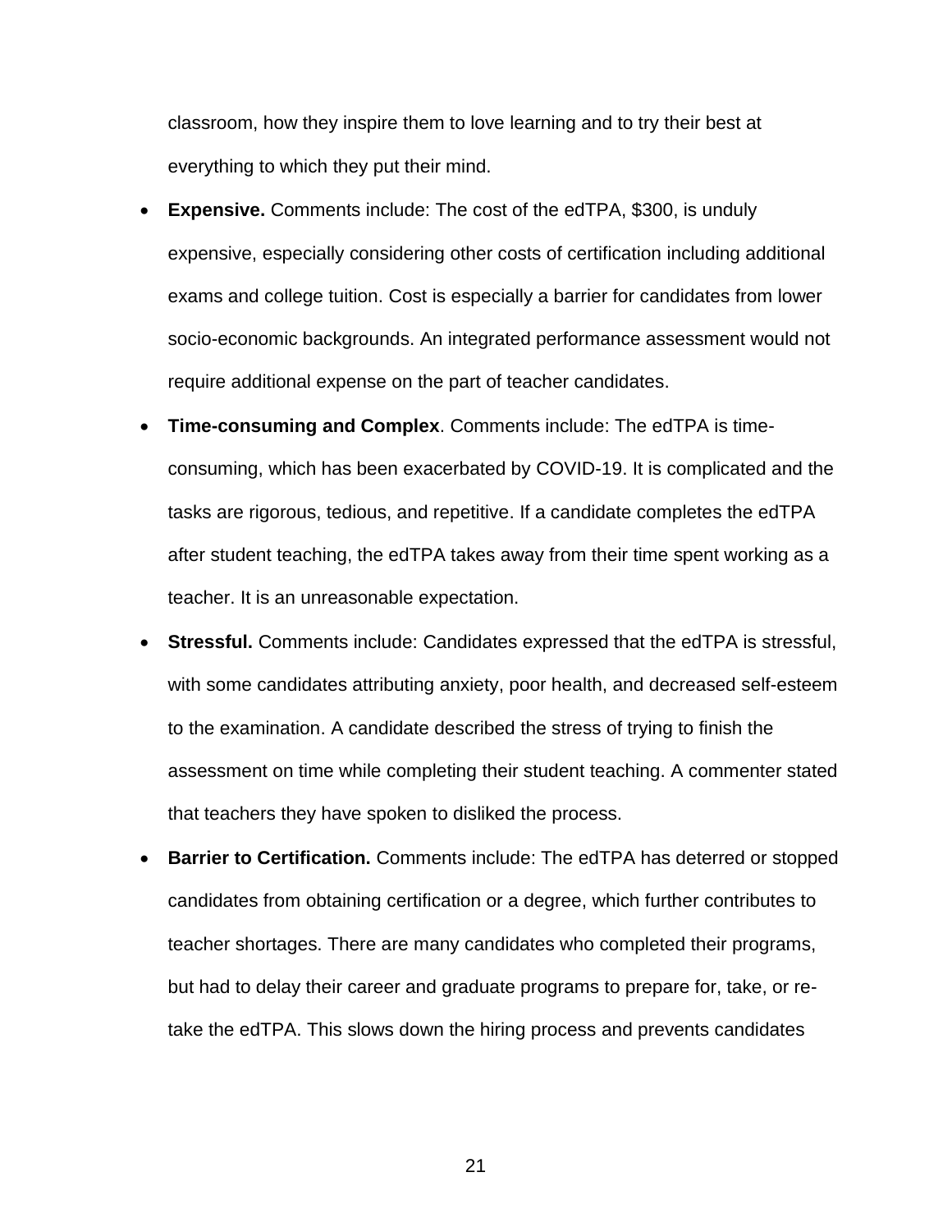classroom, how they inspire them to love learning and to try their best at everything to which they put their mind.

- **Expensive.** Comments include: The cost of the edTPA, $300, is unduly expensive, especially considering other costs of certification including additional exams and college tuition. Cost is especially a barrier for candidates from lower socio-economic backgrounds. An integrated performance assessment would not require additional expense on the part of teacher candidates.
- **Time-consuming and Complex**. Comments include: The edTPA is time-consuming, which has been exacerbated by COVID-19. It is complicated and the tasks are rigorous, tedious, and repetitive. If a candidate completes the edTPA after student teaching, the edTPA takes away from their time spent working as a teacher. It is an unreasonable expectation.
- **Stressful.** Comments include: Candidates expressed that the edTPA is stressful, with some candidates attributing anxiety, poor health, and decreased self-esteem to the examination. A candidate described the stress of trying to finish the assessment on time while completing their student teaching. A commenter stated that teachers they have spoken to disliked the process.
- **Barrier to Certification.** Comments include: The edTPA has deterred or stopped candidates from obtaining certification or a degree, which further contributes to teacher shortages. There are many candidates who completed their programs, but had to delay their career and graduate programs to prepare for, take, or re-take the edTPA. This slows down the hiring process and prevents candidates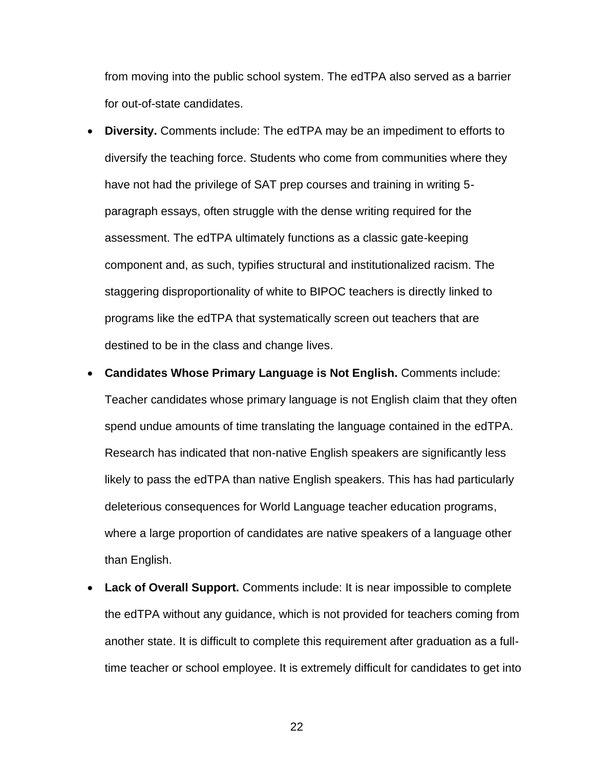from moving into the public school system. The edTPA also served as a barrier for out-of-state candidates.

- **Diversity.** Comments include: The edTPA may be an impediment to efforts to diversify the teaching force. Students who come from communities where they have not had the privilege of SAT prep courses and training in writing 5-paragraph essays, often struggle with the dense writing required for the assessment. The edTPA ultimately functions as a classic gate-keeping component and, as such, typifies structural and institutionalized racism. The staggering disproportionality of white to BIPOC teachers is directly linked to programs like the edTPA that systematically screen out teachers that are destined to be in the class and change lives.
- **Candidates Whose Primary Language is Not English.** Comments include: Teacher candidates whose primary language is not English claim that they often spend undue amounts of time translating the language contained in the edTPA. Research has indicated that non-native English speakers are significantly less likely to pass the edTPA than native English speakers. This has had particularly deleterious consequences for World Language teacher education programs, where a large proportion of candidates are native speakers of a language other than English.
- **Lack of Overall Support.** Comments include: It is near impossible to complete the edTPA without any guidance, which is not provided for teachers coming from another state. It is difficult to complete this requirement after graduation as a full-time teacher or school employee. It is extremely difficult for candidates to get into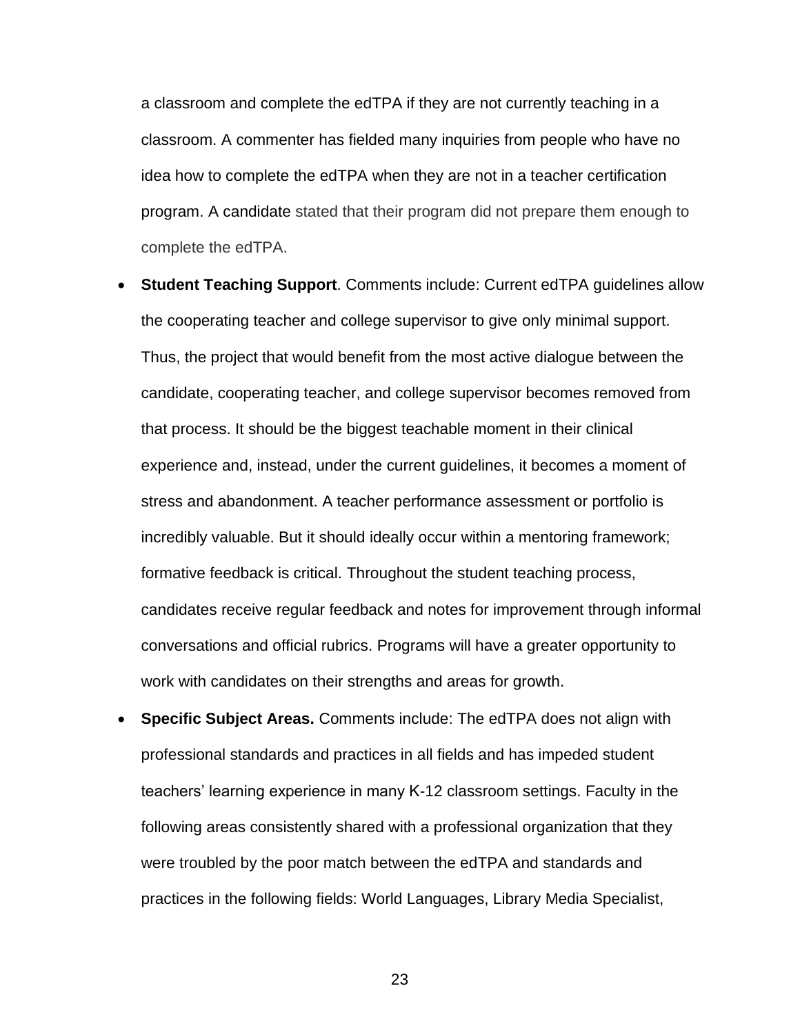a classroom and complete the edTPA if they are not currently teaching in a classroom. A commenter has fielded many inquiries from people who have no idea how to complete the edTPA when they are not in a teacher certification program. A candidate stated that their program did not prepare them enough to complete the edTPA.

- **Student Teaching Support**. Comments include: Current edTPA guidelines allow the cooperating teacher and college supervisor to give only minimal support. Thus, the project that would benefit from the most active dialogue between the candidate, cooperating teacher, and college supervisor becomes removed from that process. It should be the biggest teachable moment in their clinical experience and, instead, under the current guidelines, it becomes a moment of stress and abandonment. A teacher performance assessment or portfolio is incredibly valuable. But it should ideally occur within a mentoring framework; formative feedback is critical. Throughout the student teaching process, candidates receive regular feedback and notes for improvement through informal conversations and official rubrics. Programs will have a greater opportunity to work with candidates on their strengths and areas for growth.
- **Specific Subject Areas.** Comments include: The edTPA does not align with professional standards and practices in all fields and has impeded student teachers' learning experience in many K-12 classroom settings. Faculty in the following areas consistently shared with a professional organization that they were troubled by the poor match between the edTPA and standards and practices in the following fields: World Languages, Library Media Specialist,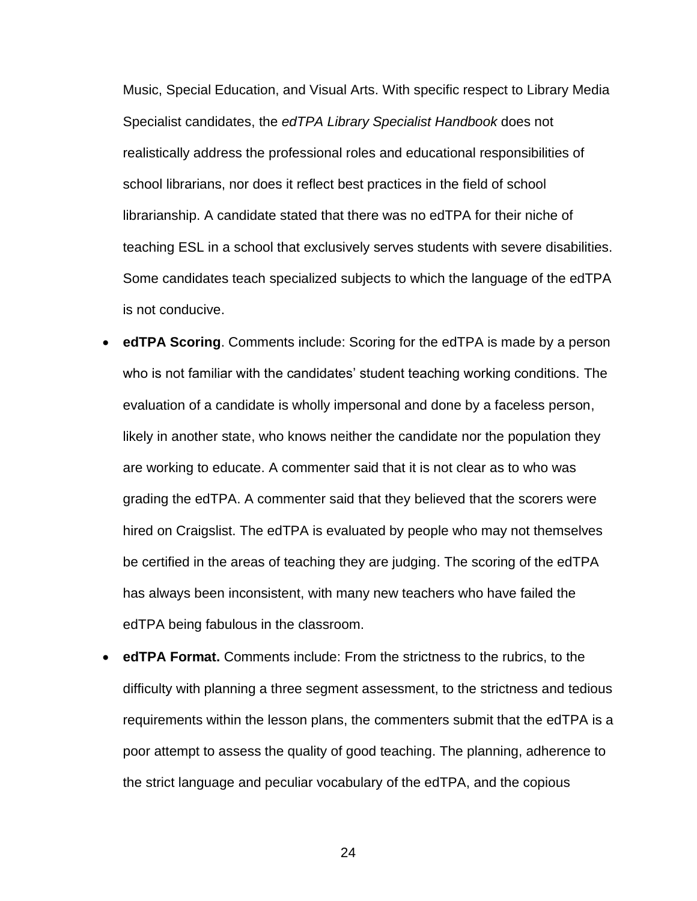Music, Special Education, and Visual Arts. With specific respect to Library Media Specialist candidates, the *edTPA Library Specialist Handbook* does not realistically address the professional roles and educational responsibilities of school librarians, nor does it reflect best practices in the field of school librarianship. A candidate stated that there was no edTPA for their niche of teaching ESL in a school that exclusively serves students with severe disabilities. Some candidates teach specialized subjects to which the language of the edTPA is not conducive.

- **edTPA Scoring**. Comments include: Scoring for the edTPA is made by a person who is not familiar with the candidates' student teaching working conditions. The evaluation of a candidate is wholly impersonal and done by a faceless person, likely in another state, who knows neither the candidate nor the population they are working to educate. A commenter said that it is not clear as to who was grading the edTPA. A commenter said that they believed that the scorers were hired on Craigslist. The edTPA is evaluated by people who may not themselves be certified in the areas of teaching they are judging. The scoring of the edTPA has always been inconsistent, with many new teachers who have failed the edTPA being fabulous in the classroom.
- **edTPA Format.** Comments include: From the strictness to the rubrics, to the difficulty with planning a three segment assessment, to the strictness and tedious requirements within the lesson plans, the commenters submit that the edTPA is a poor attempt to assess the quality of good teaching. The planning, adherence to the strict language and peculiar vocabulary of the edTPA, and the copious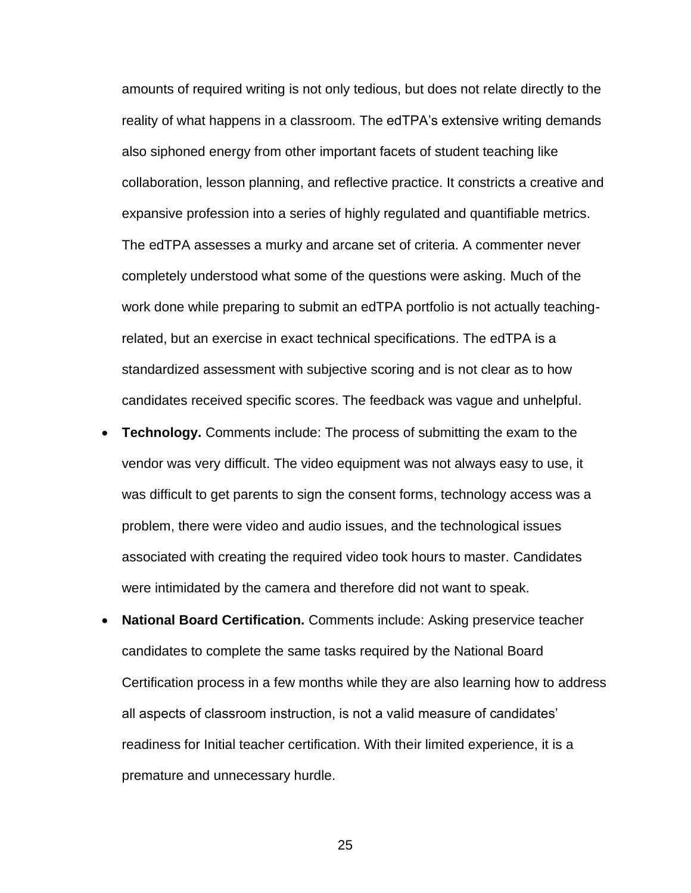amounts of required writing is not only tedious, but does not relate directly to the reality of what happens in a classroom. The edTPA's extensive writing demands also siphoned energy from other important facets of student teaching like collaboration, lesson planning, and reflective practice. It constricts a creative and expansive profession into a series of highly regulated and quantifiable metrics. The edTPA assesses a murky and arcane set of criteria. A commenter never completely understood what some of the questions were asking. Much of the work done while preparing to submit an edTPA portfolio is not actually teaching-related, but an exercise in exact technical specifications. The edTPA is a standardized assessment with subjective scoring and is not clear as to how candidates received specific scores. The feedback was vague and unhelpful.

- **Technology.** Comments include: The process of submitting the exam to the vendor was very difficult. The video equipment was not always easy to use, it was difficult to get parents to sign the consent forms, technology access was a problem, there were video and audio issues, and the technological issues associated with creating the required video took hours to master. Candidates were intimidated by the camera and therefore did not want to speak.
- **National Board Certification.** Comments include: Asking preservice teacher candidates to complete the same tasks required by the National Board Certification process in a few months while they are also learning how to address all aspects of classroom instruction, is not a valid measure of candidates' readiness for Initial teacher certification. With their limited experience, it is a premature and unnecessary hurdle.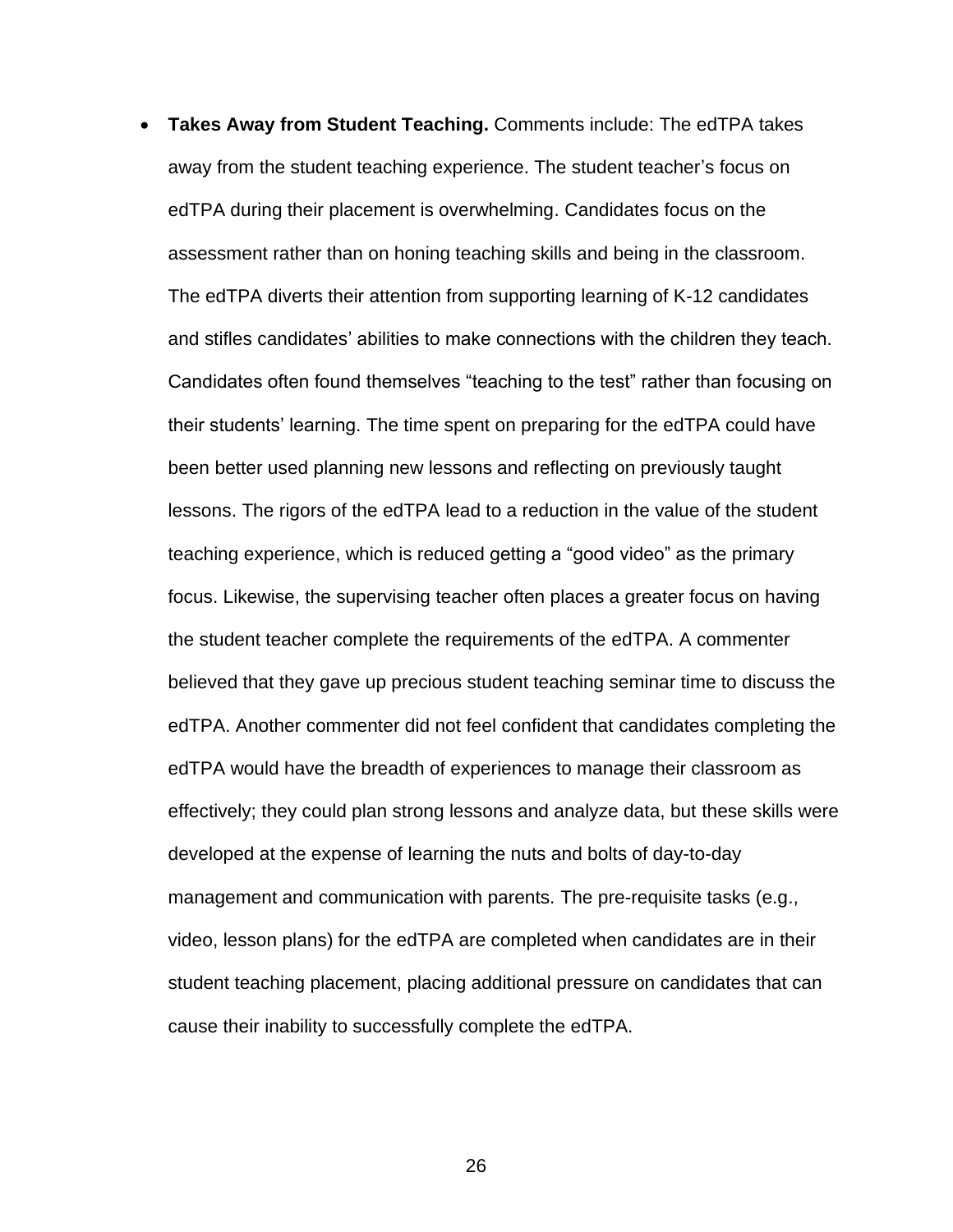- **Takes Away from Student Teaching.** Comments include: The edTPA takes away from the student teaching experience. The student teacher's focus on edTPA during their placement is overwhelming. Candidates focus on the assessment rather than on honing teaching skills and being in the classroom. The edTPA diverts their attention from supporting learning of K-12 candidates and stifles candidates' abilities to make connections with the children they teach. Candidates often found themselves "teaching to the test" rather than focusing on their students' learning. The time spent on preparing for the edTPA could have been better used planning new lessons and reflecting on previously taught lessons. The rigors of the edTPA lead to a reduction in the value of the student teaching experience, which is reduced getting a "good video" as the primary focus. Likewise, the supervising teacher often places a greater focus on having the student teacher complete the requirements of the edTPA. A commenter believed that they gave up precious student teaching seminar time to discuss the edTPA. Another commenter did not feel confident that candidates completing the edTPA would have the breadth of experiences to manage their classroom as effectively; they could plan strong lessons and analyze data, but these skills were developed at the expense of learning the nuts and bolts of day-to-day management and communication with parents. The pre-requisite tasks (e.g., video, lesson plans) for the edTPA are completed when candidates are in their student teaching placement, placing additional pressure on candidates that can cause their inability to successfully complete the edTPA.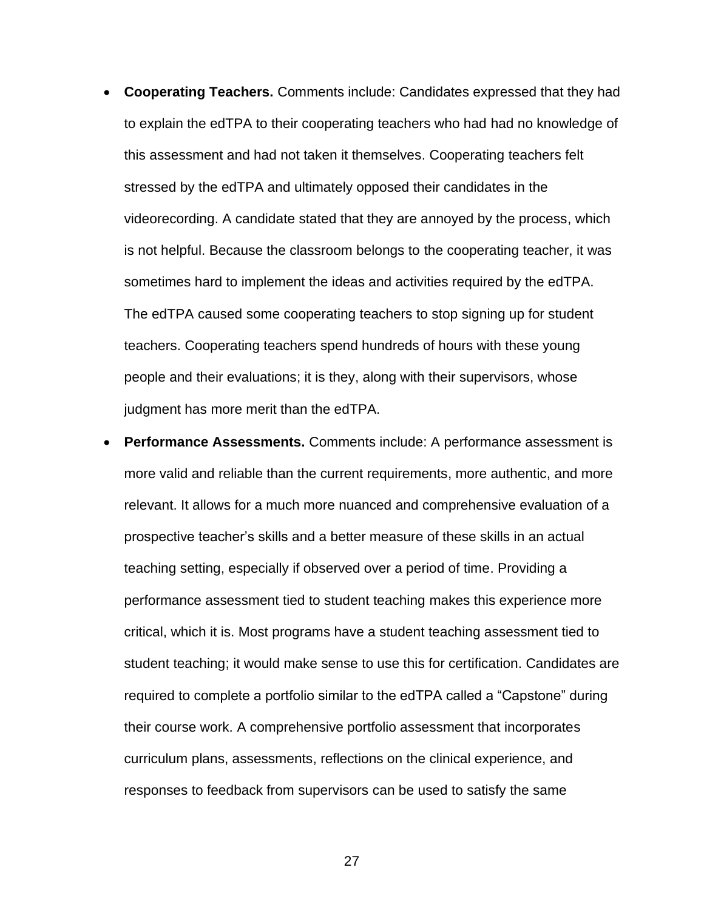- **Cooperating Teachers.** Comments include: Candidates expressed that they had to explain the edTPA to their cooperating teachers who had had no knowledge of this assessment and had not taken it themselves. Cooperating teachers felt stressed by the edTPA and ultimately opposed their candidates in the videorecording. A candidate stated that they are annoyed by the process, which is not helpful. Because the classroom belongs to the cooperating teacher, it was sometimes hard to implement the ideas and activities required by the edTPA. The edTPA caused some cooperating teachers to stop signing up for student teachers. Cooperating teachers spend hundreds of hours with these young people and their evaluations; it is they, along with their supervisors, whose judgment has more merit than the edTPA.
- **Performance Assessments.** Comments include: A performance assessment is more valid and reliable than the current requirements, more authentic, and more relevant. It allows for a much more nuanced and comprehensive evaluation of a prospective teacher's skills and a better measure of these skills in an actual teaching setting, especially if observed over a period of time. Providing a performance assessment tied to student teaching makes this experience more critical, which it is. Most programs have a student teaching assessment tied to student teaching; it would make sense to use this for certification. Candidates are required to complete a portfolio similar to the edTPA called a "Capstone" during their course work. A comprehensive portfolio assessment that incorporates curriculum plans, assessments, reflections on the clinical experience, and responses to feedback from supervisors can be used to satisfy the same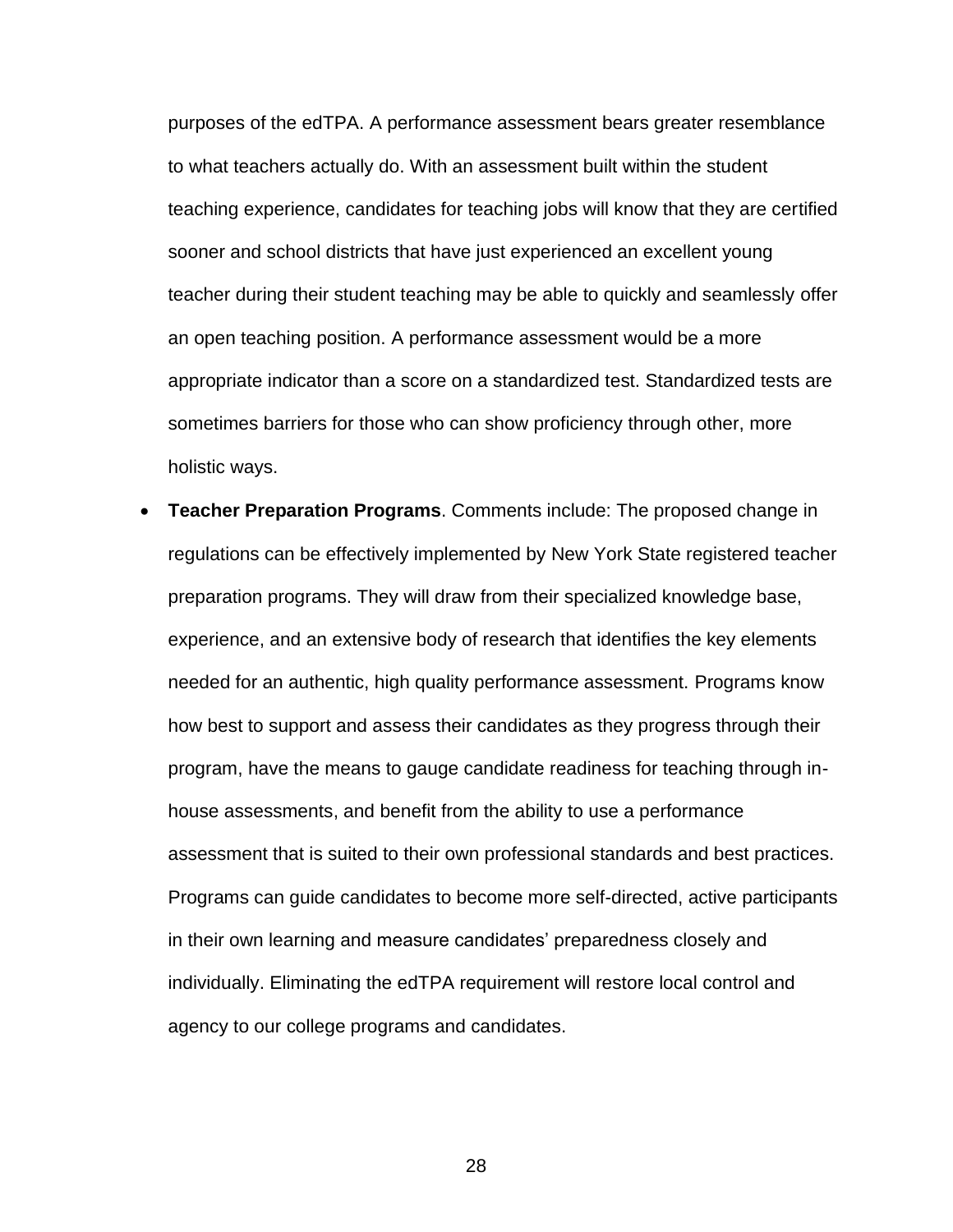purposes of the edTPA. A performance assessment bears greater resemblance to what teachers actually do. With an assessment built within the student teaching experience, candidates for teaching jobs will know that they are certified sooner and school districts that have just experienced an excellent young teacher during their student teaching may be able to quickly and seamlessly offer an open teaching position. A performance assessment would be a more appropriate indicator than a score on a standardized test. Standardized tests are sometimes barriers for those who can show proficiency through other, more holistic ways.

- **Teacher Preparation Programs**. Comments include: The proposed change in regulations can be effectively implemented by New York State registered teacher preparation programs. They will draw from their specialized knowledge base, experience, and an extensive body of research that identifies the key elements needed for an authentic, high quality performance assessment. Programs know how best to support and assess their candidates as they progress through their program, have the means to gauge candidate readiness for teaching through in-house assessments, and benefit from the ability to use a performance assessment that is suited to their own professional standards and best practices. Programs can guide candidates to become more self-directed, active participants in their own learning and measure candidates' preparedness closely and individually. Eliminating the edTPA requirement will restore local control and agency to our college programs and candidates.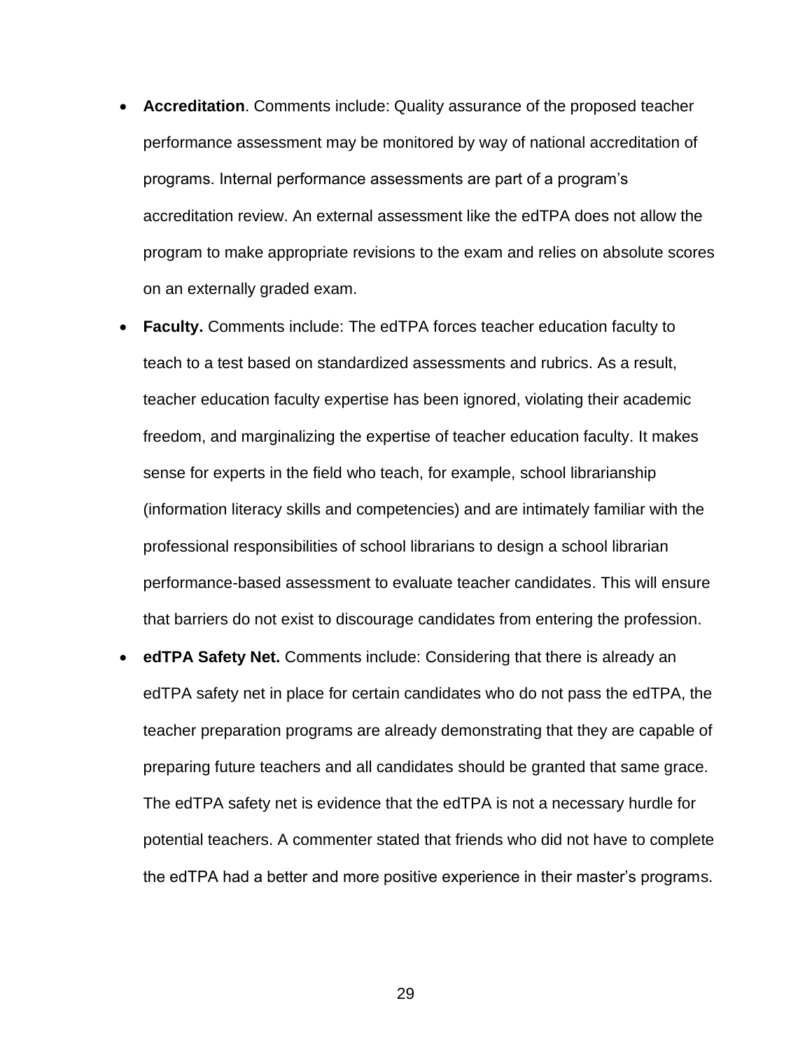- **Accreditation**. Comments include: Quality assurance of the proposed teacher performance assessment may be monitored by way of national accreditation of programs. Internal performance assessments are part of a program's accreditation review. An external assessment like the edTPA does not allow the program to make appropriate revisions to the exam and relies on absolute scores on an externally graded exam.
- **Faculty.** Comments include: The edTPA forces teacher education faculty to teach to a test based on standardized assessments and rubrics. As a result, teacher education faculty expertise has been ignored, violating their academic freedom, and marginalizing the expertise of teacher education faculty. It makes sense for experts in the field who teach, for example, school librarianship (information literacy skills and competencies) and are intimately familiar with the professional responsibilities of school librarians to design a school librarian performance-based assessment to evaluate teacher candidates. This will ensure that barriers do not exist to discourage candidates from entering the profession.
- **edTPA Safety Net.** Comments include: Considering that there is already an edTPA safety net in place for certain candidates who do not pass the edTPA, the teacher preparation programs are already demonstrating that they are capable of preparing future teachers and all candidates should be granted that same grace. The edTPA safety net is evidence that the edTPA is not a necessary hurdle for potential teachers. A commenter stated that friends who did not have to complete the edTPA had a better and more positive experience in their master's programs.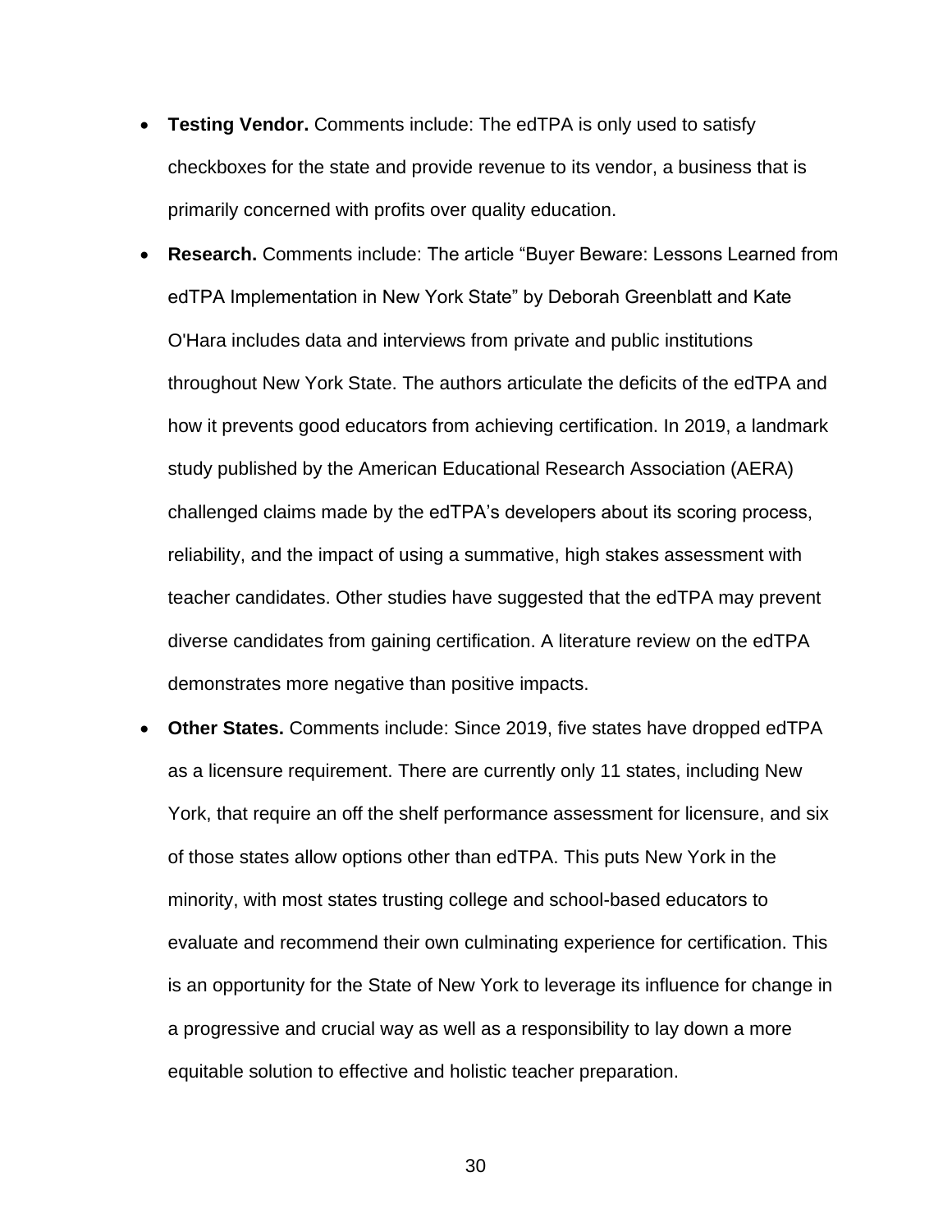- **Testing Vendor.** Comments include: The edTPA is only used to satisfy checkboxes for the state and provide revenue to its vendor, a business that is primarily concerned with profits over quality education.
- **Research.** Comments include: The article "Buyer Beware: Lessons Learned from edTPA Implementation in New York State" by Deborah Greenblatt and Kate O'Hara includes data and interviews from private and public institutions throughout New York State. The authors articulate the deficits of the edTPA and how it prevents good educators from achieving certification. In 2019, a landmark study published by the American Educational Research Association (AERA) challenged claims made by the edTPA's developers about its scoring process, reliability, and the impact of using a summative, high stakes assessment with teacher candidates. Other studies have suggested that the edTPA may prevent diverse candidates from gaining certification. A literature review on the edTPA demonstrates more negative than positive impacts.
- **Other States.** Comments include: Since 2019, five states have dropped edTPA as a licensure requirement. There are currently only 11 states, including New York, that require an off the shelf performance assessment for licensure, and six of those states allow options other than edTPA. This puts New York in the minority, with most states trusting college and school-based educators to evaluate and recommend their own culminating experience for certification. This is an opportunity for the State of New York to leverage its influence for change in a progressive and crucial way as well as a responsibility to lay down a more equitable solution to effective and holistic teacher preparation.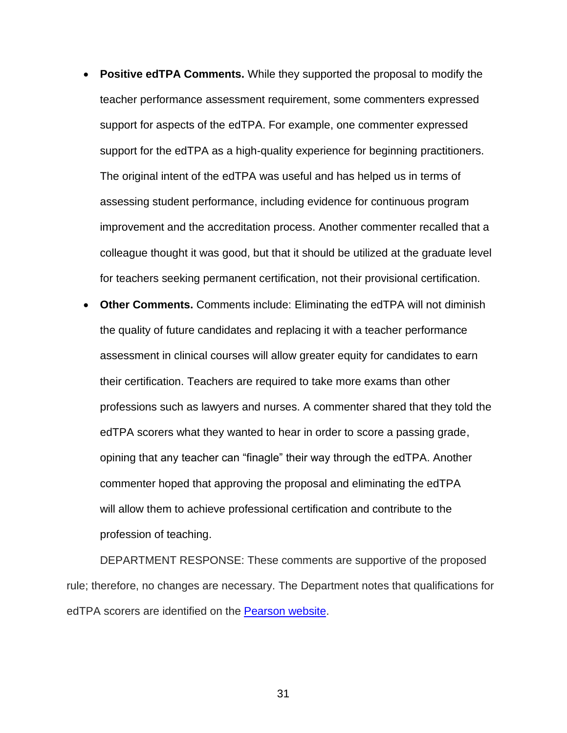- **Positive edTPA Comments.** While they supported the proposal to modify the teacher performance assessment requirement, some commenters expressed support for aspects of the edTPA. For example, one commenter expressed support for the edTPA as a high-quality experience for beginning practitioners. The original intent of the edTPA was useful and has helped us in terms of assessing student performance, including evidence for continuous program improvement and the accreditation process. Another commenter recalled that a colleague thought it was good, but that it should be utilized at the graduate level for teachers seeking permanent certification, not their provisional certification.
- **Other Comments.** Comments include: Eliminating the edTPA will not diminish the quality of future candidates and replacing it with a teacher performance assessment in clinical courses will allow greater equity for candidates to earn their certification. Teachers are required to take more exams than other professions such as lawyers and nurses. A commenter shared that they told the edTPA scorers what they wanted to hear in order to score a passing grade, opining that any teacher can "finagle" their way through the edTPA. Another commenter hoped that approving the proposal and eliminating the edTPA will allow them to achieve professional certification and contribute to the profession of teaching.

DEPARTMENT RESPONSE: These comments are supportive of the proposed rule; therefore, no changes are necessary. The Department notes that qualifications for edTPA scorers are identified on the Pearson website.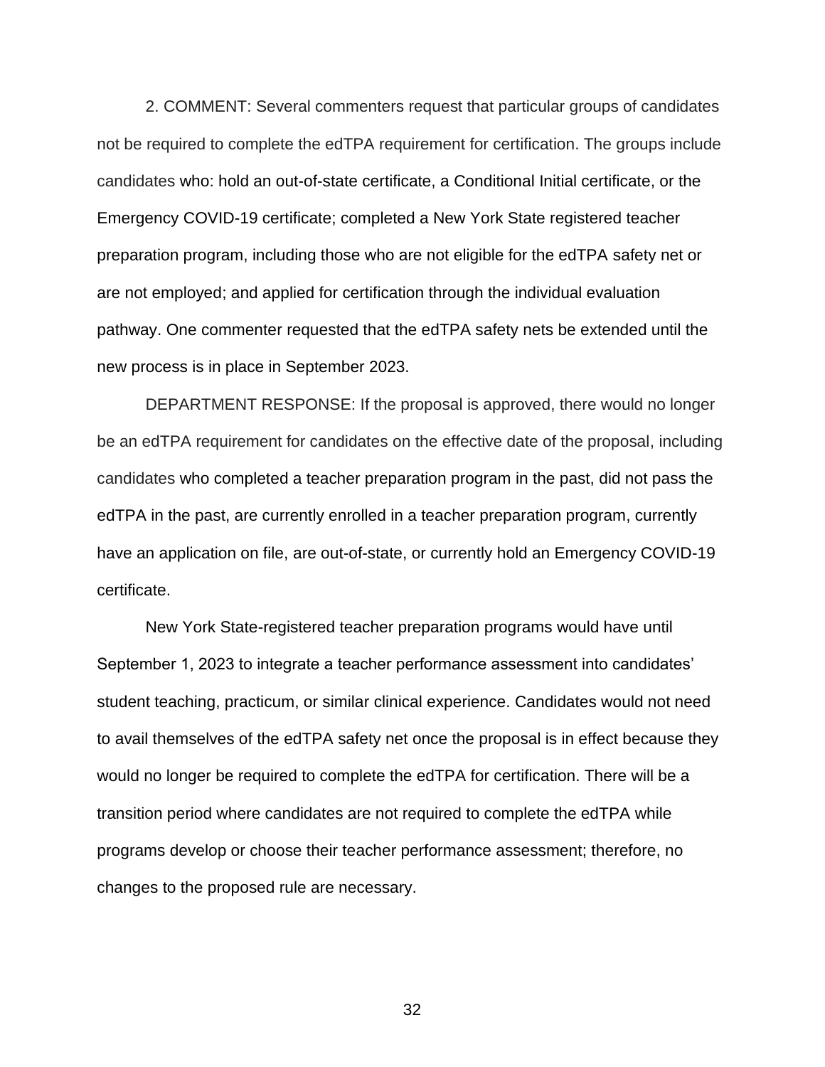2. COMMENT: Several commenters request that particular groups of candidates not be required to complete the edTPA requirement for certification. The groups include candidates who: hold an out-of-state certificate, a Conditional Initial certificate, or the Emergency COVID-19 certificate; completed a New York State registered teacher preparation program, including those who are not eligible for the edTPA safety net or are not employed; and applied for certification through the individual evaluation pathway. One commenter requested that the edTPA safety nets be extended until the new process is in place in September 2023.

DEPARTMENT RESPONSE: If the proposal is approved, there would no longer be an edTPA requirement for candidates on the effective date of the proposal, including candidates who completed a teacher preparation program in the past, did not pass the edTPA in the past, are currently enrolled in a teacher preparation program, currently have an application on file, are out-of-state, or currently hold an Emergency COVID-19 certificate.

New York State-registered teacher preparation programs would have until September 1, 2023 to integrate a teacher performance assessment into candidates' student teaching, practicum, or similar clinical experience. Candidates would not need to avail themselves of the edTPA safety net once the proposal is in effect because they would no longer be required to complete the edTPA for certification. There will be a transition period where candidates are not required to complete the edTPA while programs develop or choose their teacher performance assessment; therefore, no changes to the proposed rule are necessary.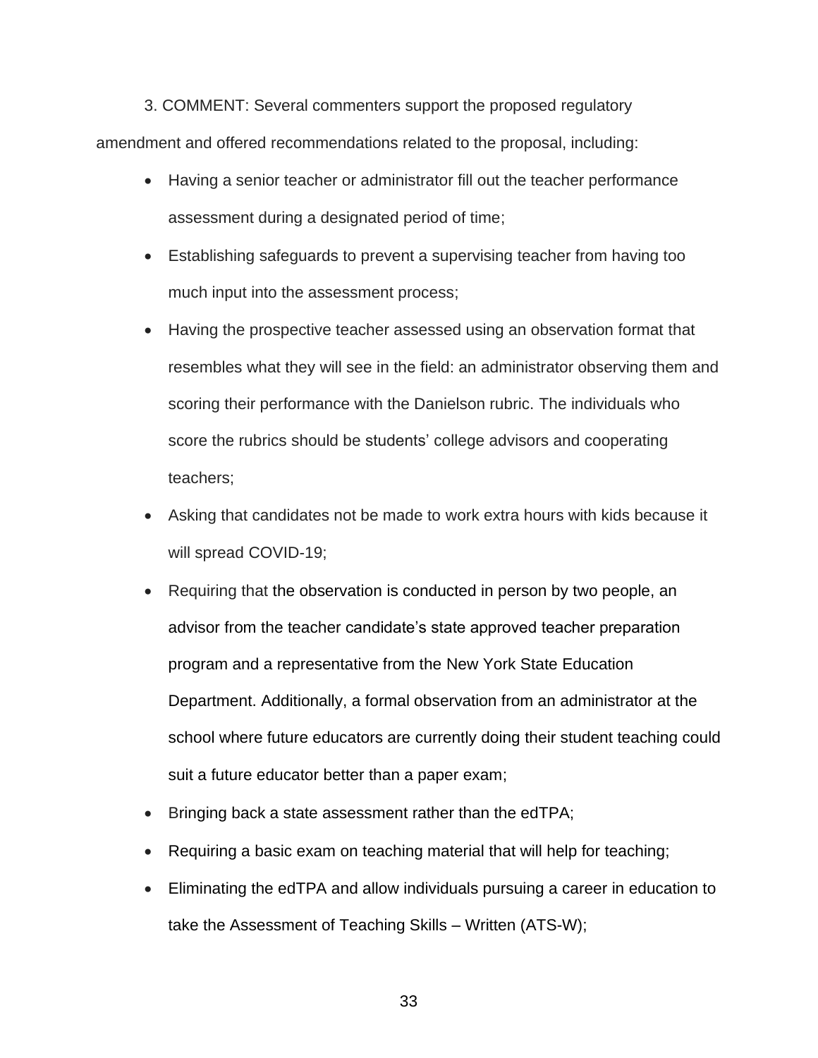3. COMMENT: Several commenters support the proposed regulatory amendment and offered recommendations related to the proposal, including:

- Having a senior teacher or administrator fill out the teacher performance assessment during a designated period of time;
- Establishing safeguards to prevent a supervising teacher from having too much input into the assessment process;
- Having the prospective teacher assessed using an observation format that resembles what they will see in the field: an administrator observing them and scoring their performance with the Danielson rubric. The individuals who score the rubrics should be students' college advisors and cooperating teachers;
- Asking that candidates not be made to work extra hours with kids because it will spread COVID-19;
- Requiring that the observation is conducted in person by two people, an advisor from the teacher candidate's state approved teacher preparation program and a representative from the New York State Education Department. Additionally, a formal observation from an administrator at the school where future educators are currently doing their student teaching could suit a future educator better than a paper exam;
- Bringing back a state assessment rather than the edTPA;
- Requiring a basic exam on teaching material that will help for teaching;
- Eliminating the edTPA and allow individuals pursuing a career in education to take the Assessment of Teaching Skills – Written (ATS-W);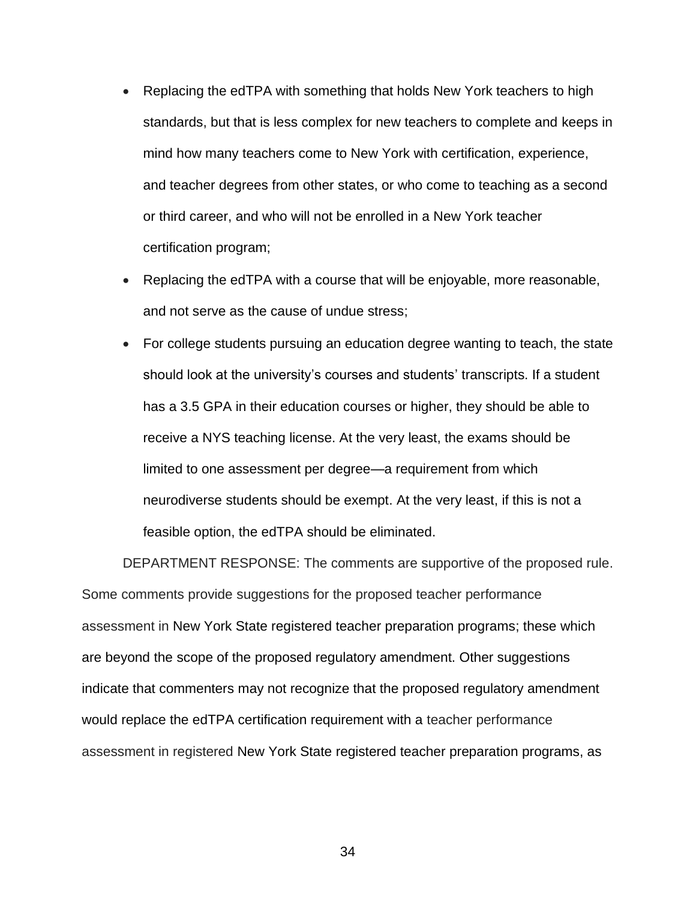- Replacing the edTPA with something that holds New York teachers to high standards, but that is less complex for new teachers to complete and keeps in mind how many teachers come to New York with certification, experience, and teacher degrees from other states, or who come to teaching as a second or third career, and who will not be enrolled in a New York teacher certification program;
- Replacing the edTPA with a course that will be enjoyable, more reasonable, and not serve as the cause of undue stress;
- For college students pursuing an education degree wanting to teach, the state should look at the university's courses and students' transcripts. If a student has a 3.5 GPA in their education courses or higher, they should be able to receive a NYS teaching license. At the very least, the exams should be limited to one assessment per degree—a requirement from which neurodiverse students should be exempt. At the very least, if this is not a feasible option, the edTPA should be eliminated.

DEPARTMENT RESPONSE: The comments are supportive of the proposed rule. Some comments provide suggestions for the proposed teacher performance assessment in New York State registered teacher preparation programs; these which are beyond the scope of the proposed regulatory amendment. Other suggestions indicate that commenters may not recognize that the proposed regulatory amendment would replace the edTPA certification requirement with a teacher performance assessment in registered New York State registered teacher preparation programs, as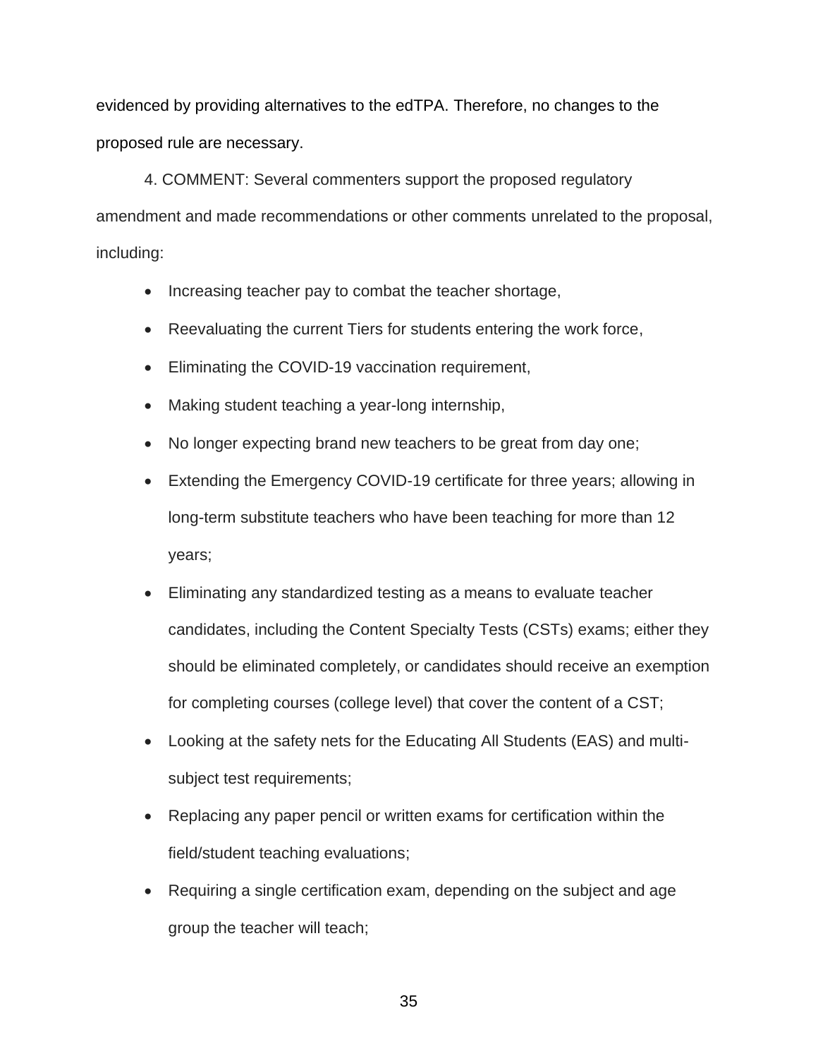evidenced by providing alternatives to the edTPA. Therefore, no changes to the proposed rule are necessary.

4. COMMENT: Several commenters support the proposed regulatory amendment and made recommendations or other comments unrelated to the proposal, including:

- Increasing teacher pay to combat the teacher shortage,
- Reevaluating the current Tiers for students entering the work force,
- Eliminating the COVID-19 vaccination requirement,
- Making student teaching a year-long internship,
- No longer expecting brand new teachers to be great from day one;
- Extending the Emergency COVID-19 certificate for three years; allowing in long-term substitute teachers who have been teaching for more than 12 years;
- Eliminating any standardized testing as a means to evaluate teacher candidates, including the Content Specialty Tests (CSTs) exams; either they should be eliminated completely, or candidates should receive an exemption for completing courses (college level) that cover the content of a CST;
- Looking at the safety nets for the Educating All Students (EAS) and multi-subject test requirements;
- Replacing any paper pencil or written exams for certification within the field/student teaching evaluations;
- Requiring a single certification exam, depending on the subject and age group the teacher will teach;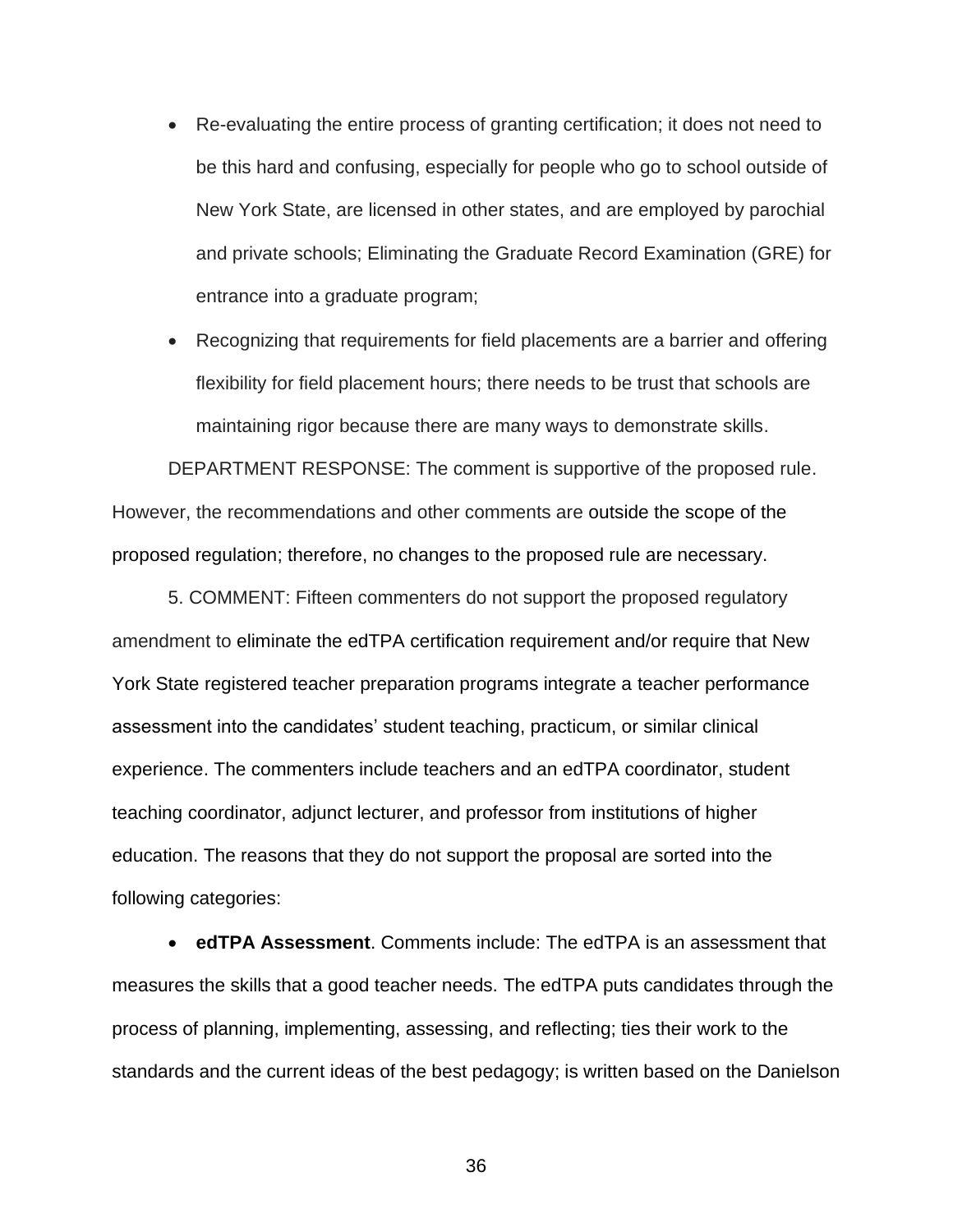- Re-evaluating the entire process of granting certification; it does not need to be this hard and confusing, especially for people who go to school outside of New York State, are licensed in other states, and are employed by parochial and private schools; Eliminating the Graduate Record Examination (GRE) for entrance into a graduate program;
- Recognizing that requirements for field placements are a barrier and offering flexibility for field placement hours; there needs to be trust that schools are maintaining rigor because there are many ways to demonstrate skills.

DEPARTMENT RESPONSE: The comment is supportive of the proposed rule. However, the recommendations and other comments are outside the scope of the proposed regulation; therefore, no changes to the proposed rule are necessary.

5. COMMENT: Fifteen commenters do not support the proposed regulatory amendment to eliminate the edTPA certification requirement and/or require that New York State registered teacher preparation programs integrate a teacher performance assessment into the candidates' student teaching, practicum, or similar clinical experience. The commenters include teachers and an edTPA coordinator, student teaching coordinator, adjunct lecturer, and professor from institutions of higher education. The reasons that they do not support the proposal are sorted into the following categories:

- **edTPA Assessment**. Comments include: The edTPA is an assessment that measures the skills that a good teacher needs. The edTPA puts candidates through the process of planning, implementing, assessing, and reflecting; ties their work to the standards and the current ideas of the best pedagogy; is written based on the Danielson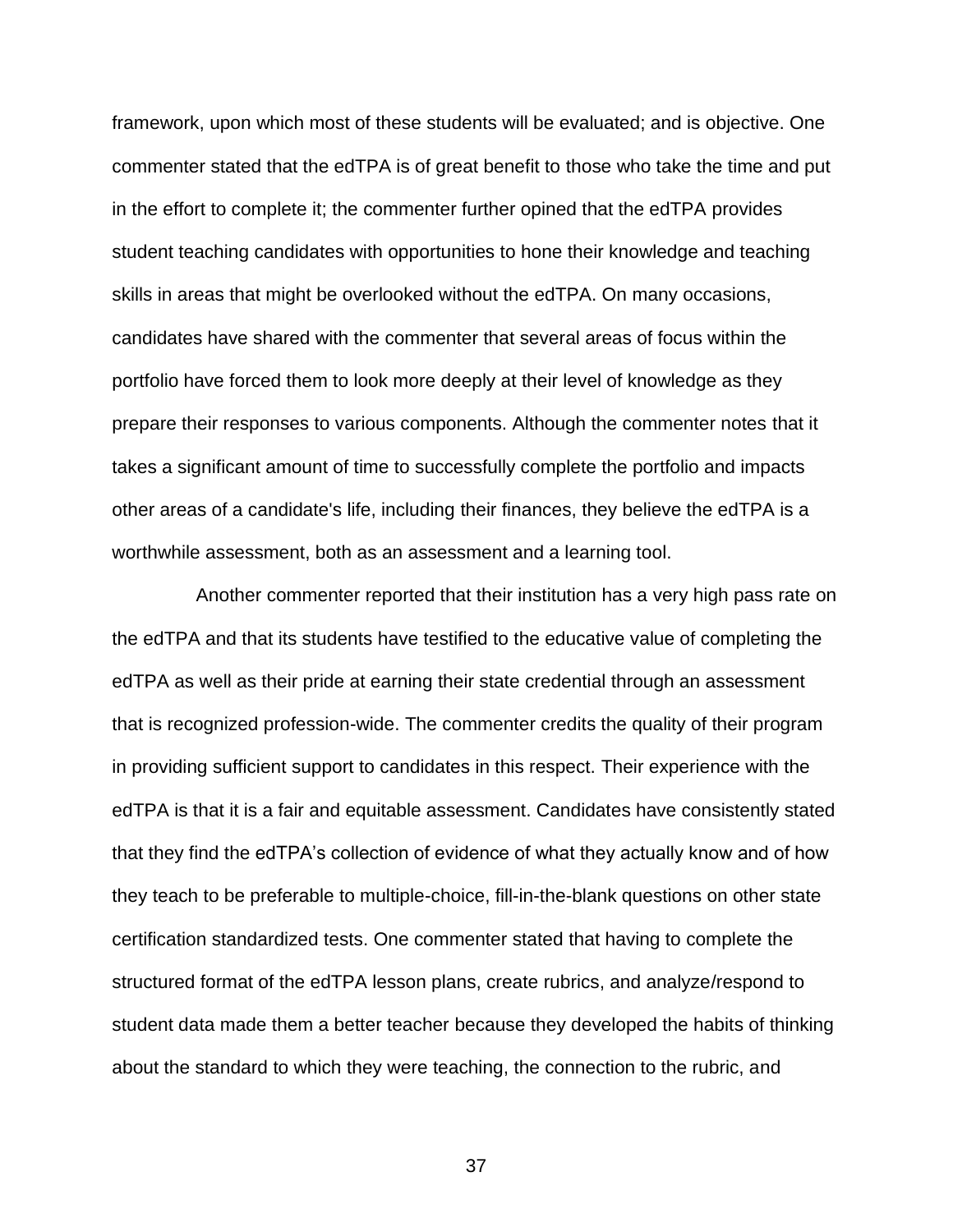framework, upon which most of these students will be evaluated; and is objective. One commenter stated that the edTPA is of great benefit to those who take the time and put in the effort to complete it; the commenter further opined that the edTPA provides student teaching candidates with opportunities to hone their knowledge and teaching skills in areas that might be overlooked without the edTPA. On many occasions, candidates have shared with the commenter that several areas of focus within the portfolio have forced them to look more deeply at their level of knowledge as they prepare their responses to various components. Although the commenter notes that it takes a significant amount of time to successfully complete the portfolio and impacts other areas of a candidate's life, including their finances, they believe the edTPA is a worthwhile assessment, both as an assessment and a learning tool.

Another commenter reported that their institution has a very high pass rate on the edTPA and that its students have testified to the educative value of completing the edTPA as well as their pride at earning their state credential through an assessment that is recognized profession-wide. The commenter credits the quality of their program in providing sufficient support to candidates in this respect. Their experience with the edTPA is that it is a fair and equitable assessment. Candidates have consistently stated that they find the edTPA's collection of evidence of what they actually know and of how they teach to be preferable to multiple-choice, fill-in-the-blank questions on other state certification standardized tests. One commenter stated that having to complete the structured format of the edTPA lesson plans, create rubrics, and analyze/respond to student data made them a better teacher because they developed the habits of thinking about the standard to which they were teaching, the connection to the rubric, and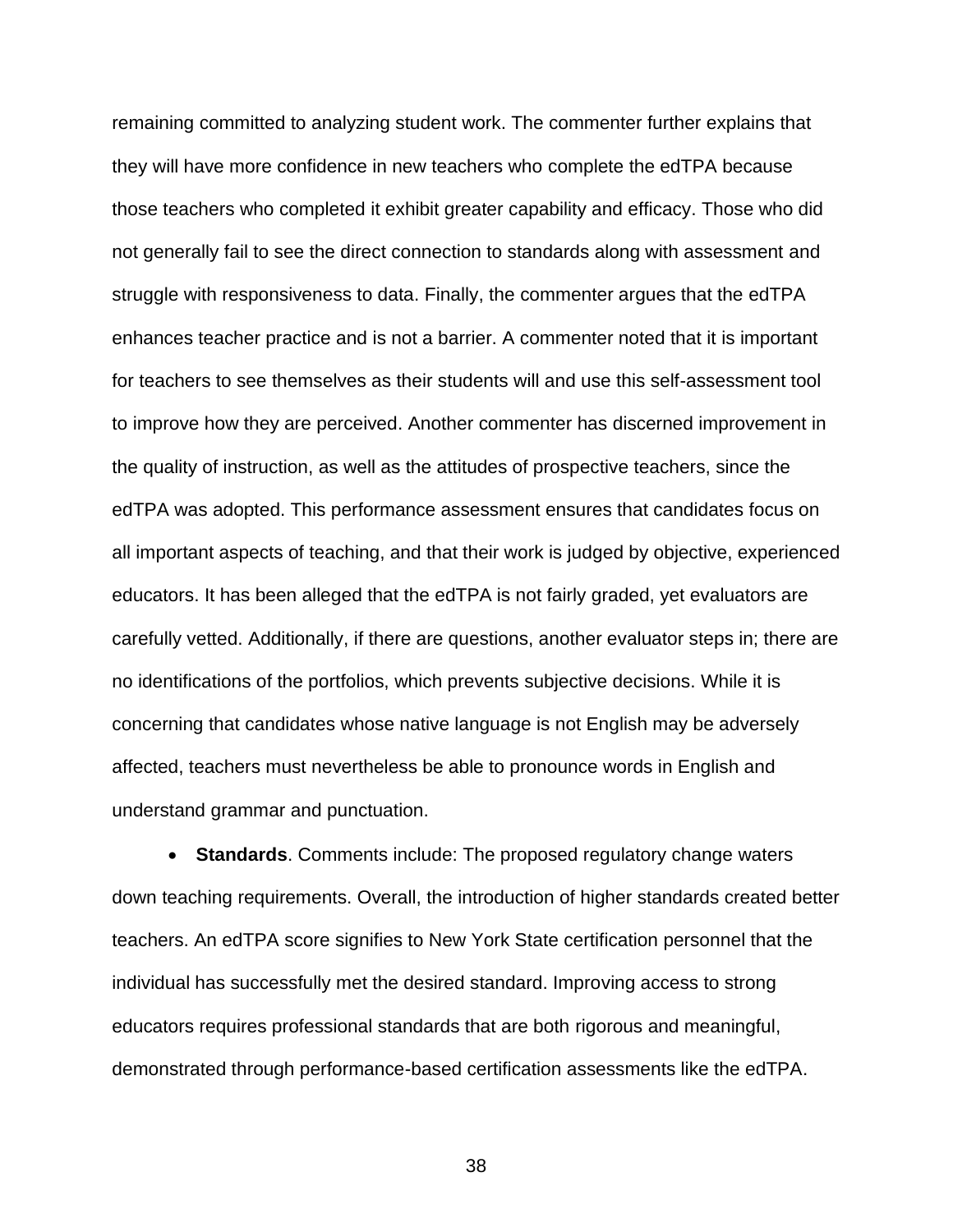remaining committed to analyzing student work. The commenter further explains that they will have more confidence in new teachers who complete the edTPA because those teachers who completed it exhibit greater capability and efficacy. Those who did not generally fail to see the direct connection to standards along with assessment and struggle with responsiveness to data. Finally, the commenter argues that the edTPA enhances teacher practice and is not a barrier. A commenter noted that it is important for teachers to see themselves as their students will and use this self-assessment tool to improve how they are perceived. Another commenter has discerned improvement in the quality of instruction, as well as the attitudes of prospective teachers, since the edTPA was adopted. This performance assessment ensures that candidates focus on all important aspects of teaching, and that their work is judged by objective, experienced educators. It has been alleged that the edTPA is not fairly graded, yet evaluators are carefully vetted. Additionally, if there are questions, another evaluator steps in; there are no identifications of the portfolios, which prevents subjective decisions. While it is concerning that candidates whose native language is not English may be adversely affected, teachers must nevertheless be able to pronounce words in English and understand grammar and punctuation.

- **Standards**. Comments include: The proposed regulatory change waters down teaching requirements. Overall, the introduction of higher standards created better teachers. An edTPA score signifies to New York State certification personnel that the individual has successfully met the desired standard. Improving access to strong educators requires professional standards that are both rigorous and meaningful, demonstrated through performance-based certification assessments like the edTPA.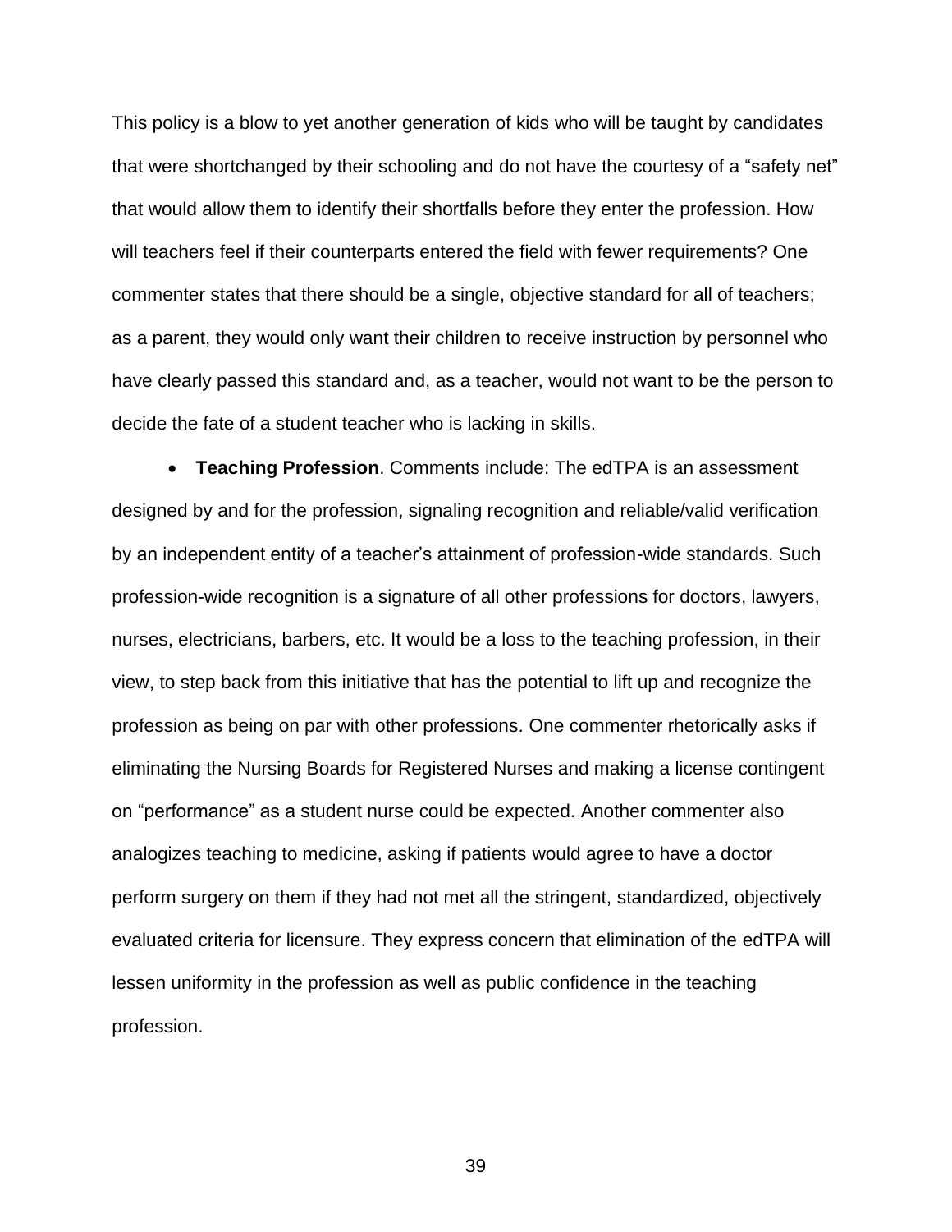This policy is a blow to yet another generation of kids who will be taught by candidates that were shortchanged by their schooling and do not have the courtesy of a "safety net" that would allow them to identify their shortfalls before they enter the profession. How will teachers feel if their counterparts entered the field with fewer requirements? One commenter states that there should be a single, objective standard for all of teachers; as a parent, they would only want their children to receive instruction by personnel who have clearly passed this standard and, as a teacher, would not want to be the person to decide the fate of a student teacher who is lacking in skills.

- **Teaching Profession**. Comments include: The edTPA is an assessment designed by and for the profession, signaling recognition and reliable/valid verification by an independent entity of a teacher's attainment of profession-wide standards. Such profession-wide recognition is a signature of all other professions for doctors, lawyers, nurses, electricians, barbers, etc. It would be a loss to the teaching profession, in their view, to step back from this initiative that has the potential to lift up and recognize the profession as being on par with other professions. One commenter rhetorically asks if eliminating the Nursing Boards for Registered Nurses and making a license contingent on "performance" as a student nurse could be expected. Another commenter also analogizes teaching to medicine, asking if patients would agree to have a doctor perform surgery on them if they had not met all the stringent, standardized, objectively evaluated criteria for licensure. They express concern that elimination of the edTPA will lessen uniformity in the profession as well as public confidence in the teaching profession.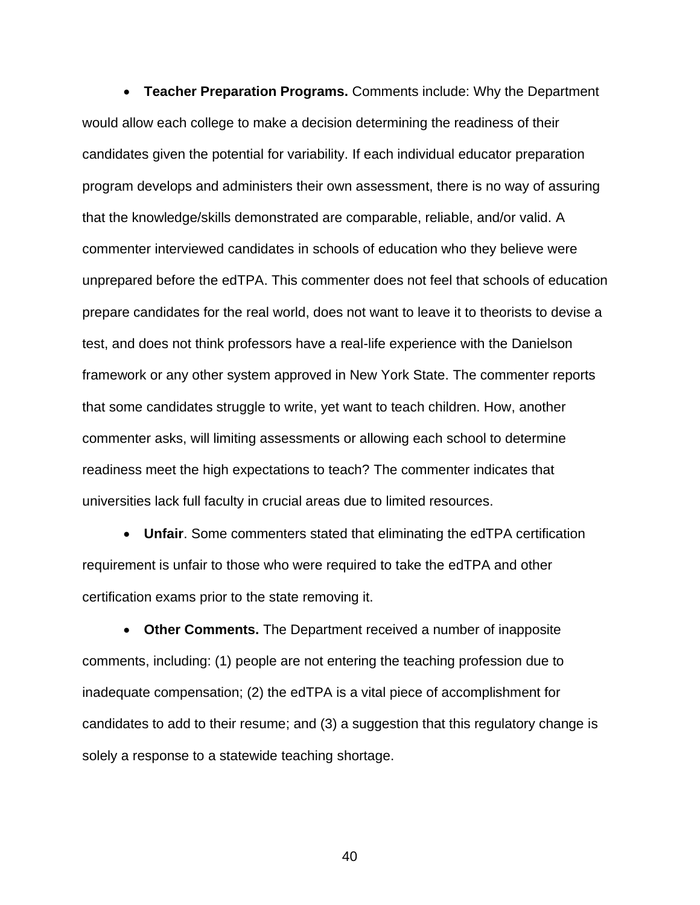- **Teacher Preparation Programs.** Comments include: Why the Department would allow each college to make a decision determining the readiness of their candidates given the potential for variability. If each individual educator preparation program develops and administers their own assessment, there is no way of assuring that the knowledge/skills demonstrated are comparable, reliable, and/or valid. A commenter interviewed candidates in schools of education who they believe were unprepared before the edTPA. This commenter does not feel that schools of education prepare candidates for the real world, does not want to leave it to theorists to devise a test, and does not think professors have a real-life experience with the Danielson framework or any other system approved in New York State. The commenter reports that some candidates struggle to write, yet want to teach children. How, another commenter asks, will limiting assessments or allowing each school to determine readiness meet the high expectations to teach? The commenter indicates that universities lack full faculty in crucial areas due to limited resources.

- **Unfair**. Some commenters stated that eliminating the edTPA certification requirement is unfair to those who were required to take the edTPA and other certification exams prior to the state removing it.

- **Other Comments.** The Department received a number of inapposite comments, including: (1) people are not entering the teaching profession due to inadequate compensation; (2) the edTPA is a vital piece of accomplishment for candidates to add to their resume; and (3) a suggestion that this regulatory change is solely a response to a statewide teaching shortage.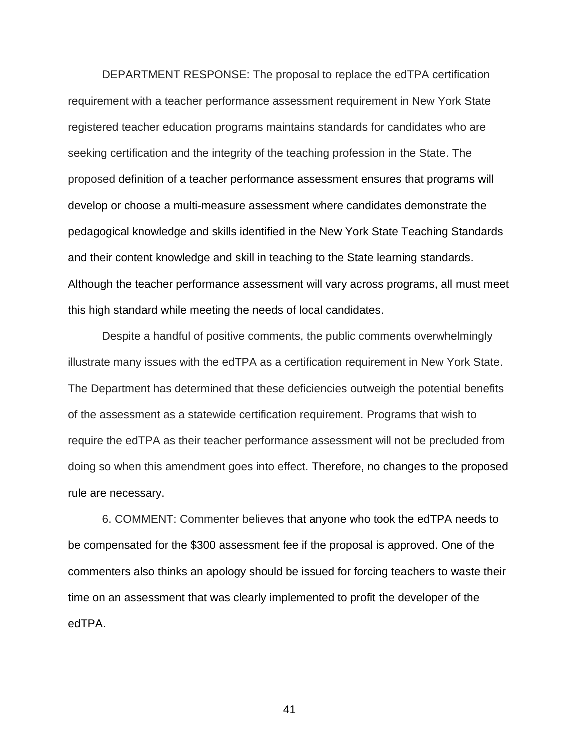DEPARTMENT RESPONSE: The proposal to replace the edTPA certification requirement with a teacher performance assessment requirement in New York State registered teacher education programs maintains standards for candidates who are seeking certification and the integrity of the teaching profession in the State. The proposed definition of a teacher performance assessment ensures that programs will develop or choose a multi-measure assessment where candidates demonstrate the pedagogical knowledge and skills identified in the New York State Teaching Standards and their content knowledge and skill in teaching to the State learning standards. Although the teacher performance assessment will vary across programs, all must meet this high standard while meeting the needs of local candidates.

Despite a handful of positive comments, the public comments overwhelmingly illustrate many issues with the edTPA as a certification requirement in New York State. The Department has determined that these deficiencies outweigh the potential benefits of the assessment as a statewide certification requirement. Programs that wish to require the edTPA as their teacher performance assessment will not be precluded from doing so when this amendment goes into effect. Therefore, no changes to the proposed rule are necessary.

6. COMMENT: Commenter believes that anyone who took the edTPA needs to be compensated for the $300 assessment fee if the proposal is approved. One of the commenters also thinks an apology should be issued for forcing teachers to waste their time on an assessment that was clearly implemented to profit the developer of the edTPA.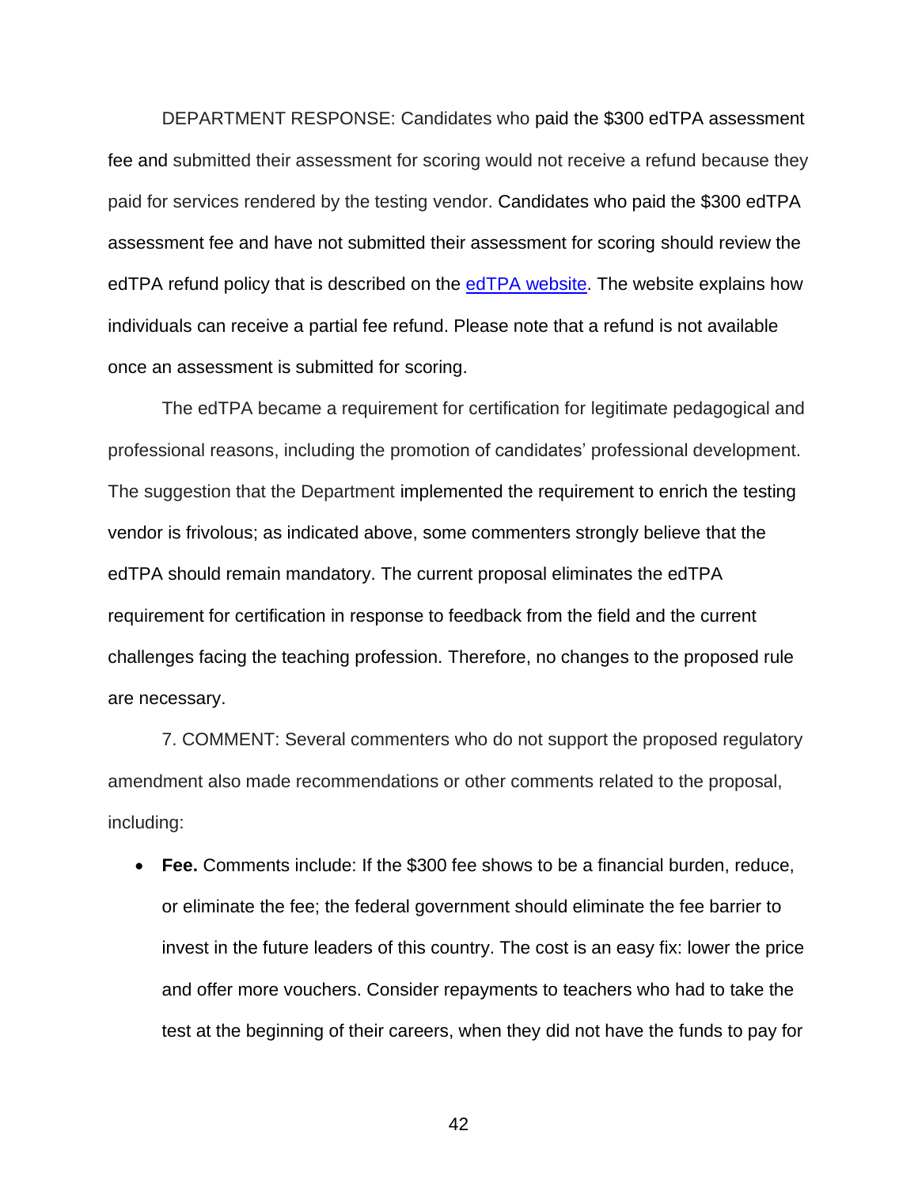DEPARTMENT RESPONSE: Candidates who paid the $300 edTPA assessment fee and submitted their assessment for scoring would not receive a refund because they paid for services rendered by the testing vendor. Candidates who paid the $300 edTPA assessment fee and have not submitted their assessment for scoring should review the edTPA refund policy that is described on the [edTPA website](). The website explains how individuals can receive a partial fee refund. Please note that a refund is not available once an assessment is submitted for scoring.

The edTPA became a requirement for certification for legitimate pedagogical and professional reasons, including the promotion of candidates' professional development. The suggestion that the Department implemented the requirement to enrich the testing vendor is frivolous; as indicated above, some commenters strongly believe that the edTPA should remain mandatory. The current proposal eliminates the edTPA requirement for certification in response to feedback from the field and the current challenges facing the teaching profession. Therefore, no changes to the proposed rule are necessary.

7. COMMENT: Several commenters who do not support the proposed regulatory amendment also made recommendations or other comments related to the proposal, including:

- **Fee.** Comments include: If the $300 fee shows to be a financial burden, reduce, or eliminate the fee; the federal government should eliminate the fee barrier to invest in the future leaders of this country. The cost is an easy fix: lower the price and offer more vouchers. Consider repayments to teachers who had to take the test at the beginning of their careers, when they did not have the funds to pay for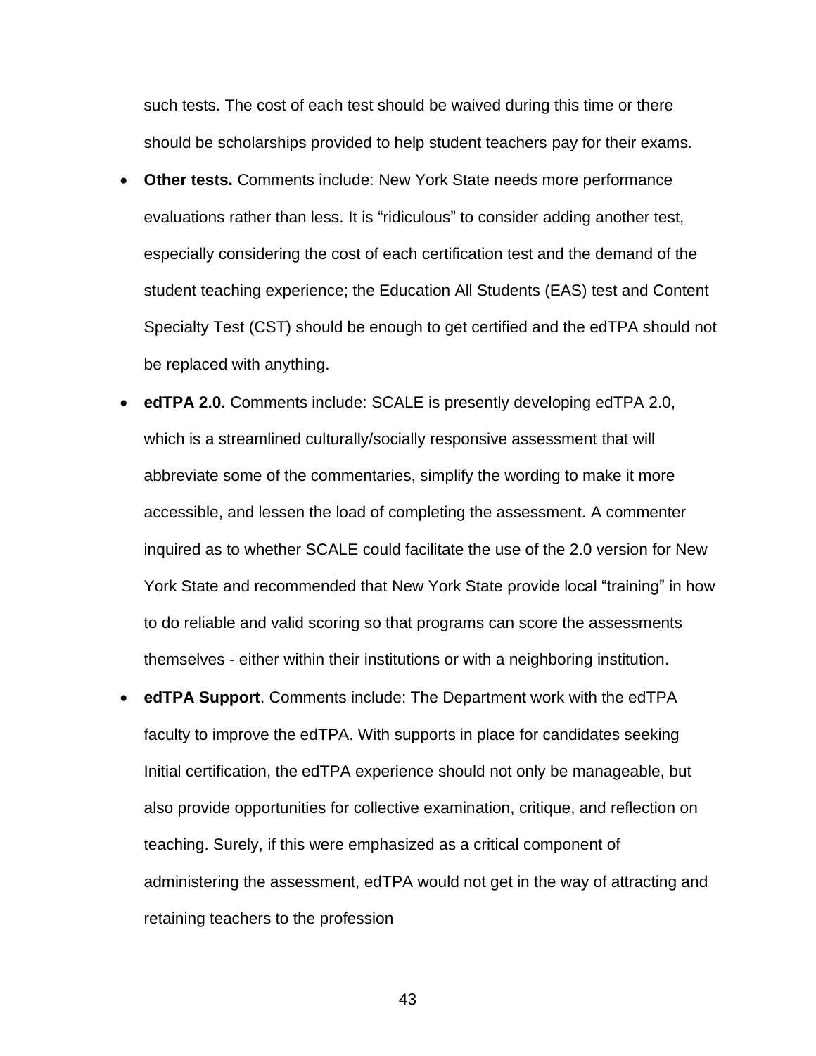such tests. The cost of each test should be waived during this time or there should be scholarships provided to help student teachers pay for their exams.

- **Other tests.** Comments include: New York State needs more performance evaluations rather than less. It is “ridiculous” to consider adding another test, especially considering the cost of each certification test and the demand of the student teaching experience; the Education All Students (EAS) test and Content Specialty Test (CST) should be enough to get certified and the edTPA should not be replaced with anything.
- **edTPA 2.0.** Comments include: SCALE is presently developing edTPA 2.0, which is a streamlined culturally/socially responsive assessment that will abbreviate some of the commentaries, simplify the wording to make it more accessible, and lessen the load of completing the assessment. A commenter inquired as to whether SCALE could facilitate the use of the 2.0 version for New York State and recommended that New York State provide local “training” in how to do reliable and valid scoring so that programs can score the assessments themselves - either within their institutions or with a neighboring institution.
- **edTPA Support**. Comments include: The Department work with the edTPA faculty to improve the edTPA. With supports in place for candidates seeking Initial certification, the edTPA experience should not only be manageable, but also provide opportunities for collective examination, critique, and reflection on teaching. Surely, if this were emphasized as a critical component of administering the assessment, edTPA would not get in the way of attracting and retaining teachers to the profession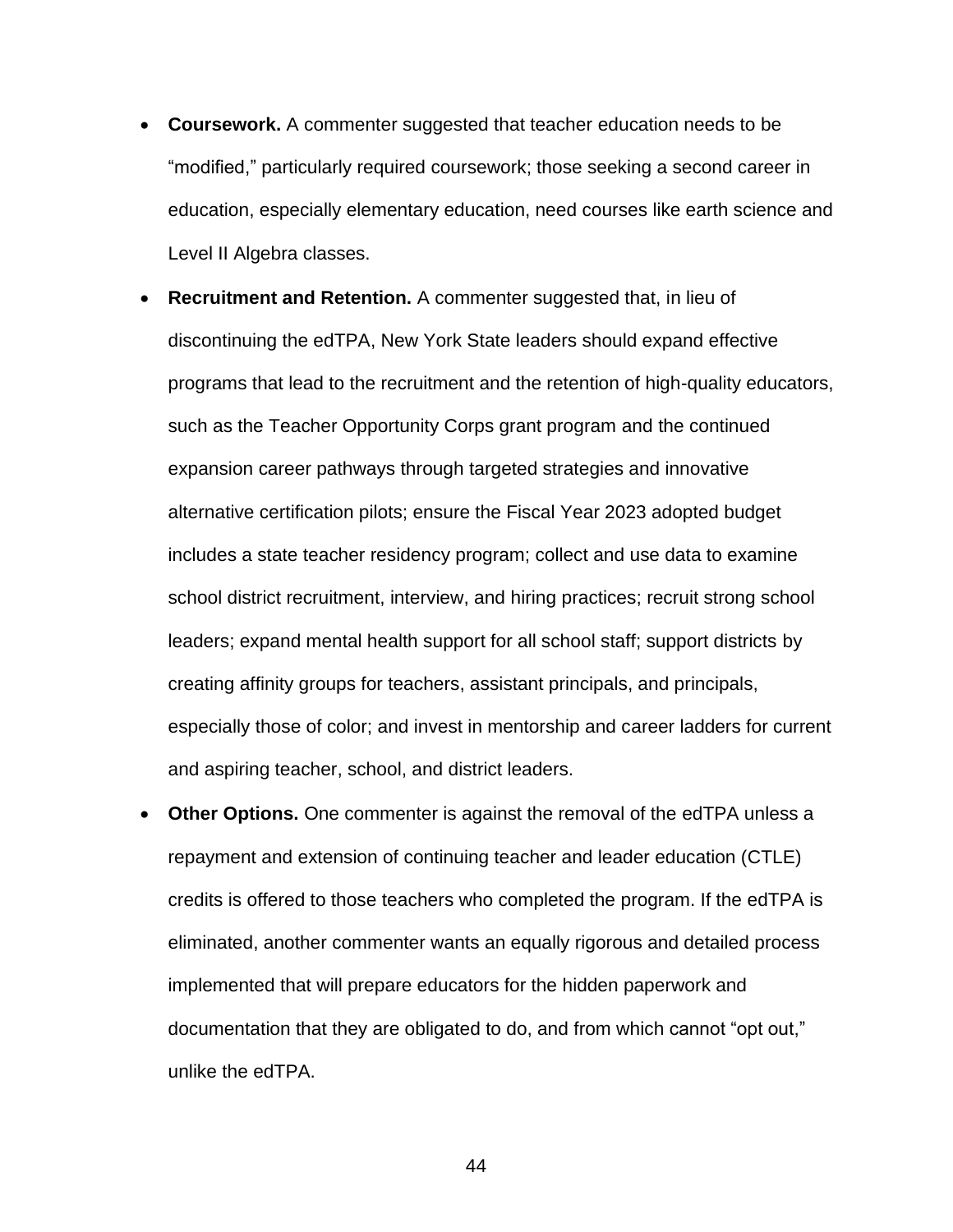- **Coursework.** A commenter suggested that teacher education needs to be "modified," particularly required coursework; those seeking a second career in education, especially elementary education, need courses like earth science and Level II Algebra classes.
- **Recruitment and Retention.** A commenter suggested that, in lieu of discontinuing the edTPA, New York State leaders should expand effective programs that lead to the recruitment and the retention of high-quality educators, such as the Teacher Opportunity Corps grant program and the continued expansion career pathways through targeted strategies and innovative alternative certification pilots; ensure the Fiscal Year 2023 adopted budget includes a state teacher residency program; collect and use data to examine school district recruitment, interview, and hiring practices; recruit strong school leaders; expand mental health support for all school staff; support districts by creating affinity groups for teachers, assistant principals, and principals, especially those of color; and invest in mentorship and career ladders for current and aspiring teacher, school, and district leaders.
- **Other Options.** One commenter is against the removal of the edTPA unless a repayment and extension of continuing teacher and leader education (CTLE) credits is offered to those teachers who completed the program. If the edTPA is eliminated, another commenter wants an equally rigorous and detailed process implemented that will prepare educators for the hidden paperwork and documentation that they are obligated to do, and from which cannot "opt out," unlike the edTPA.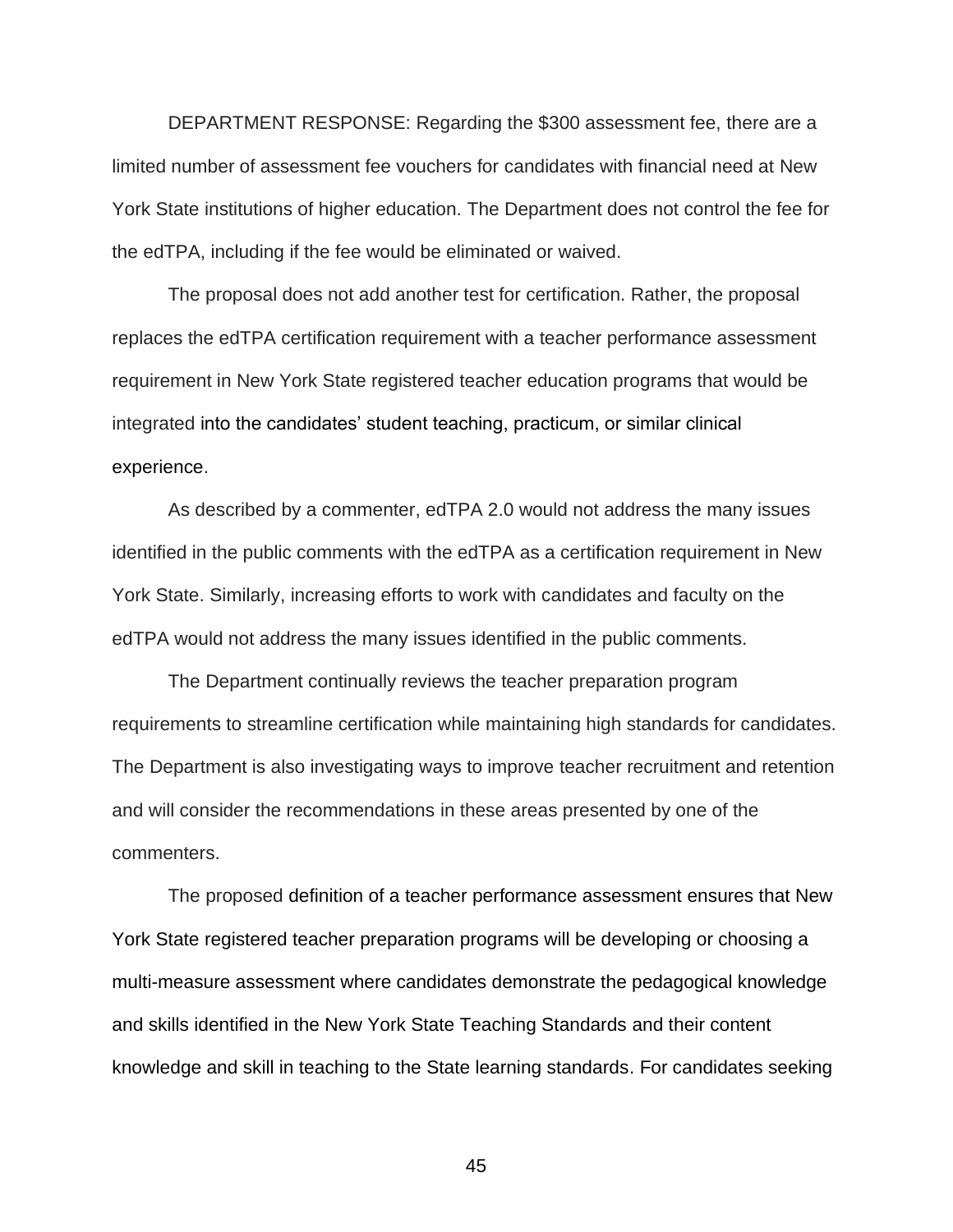DEPARTMENT RESPONSE: Regarding the $300 assessment fee, there are a limited number of assessment fee vouchers for candidates with financial need at New York State institutions of higher education. The Department does not control the fee for the edTPA, including if the fee would be eliminated or waived.

The proposal does not add another test for certification. Rather, the proposal replaces the edTPA certification requirement with a teacher performance assessment requirement in New York State registered teacher education programs that would be integrated into the candidates' student teaching, practicum, or similar clinical experience.

As described by a commenter, edTPA 2.0 would not address the many issues identified in the public comments with the edTPA as a certification requirement in New York State. Similarly, increasing efforts to work with candidates and faculty on the edTPA would not address the many issues identified in the public comments.

The Department continually reviews the teacher preparation program requirements to streamline certification while maintaining high standards for candidates. The Department is also investigating ways to improve teacher recruitment and retention and will consider the recommendations in these areas presented by one of the commenters.

The proposed definition of a teacher performance assessment ensures that New York State registered teacher preparation programs will be developing or choosing a multi-measure assessment where candidates demonstrate the pedagogical knowledge and skills identified in the New York State Teaching Standards and their content knowledge and skill in teaching to the State learning standards. For candidates seeking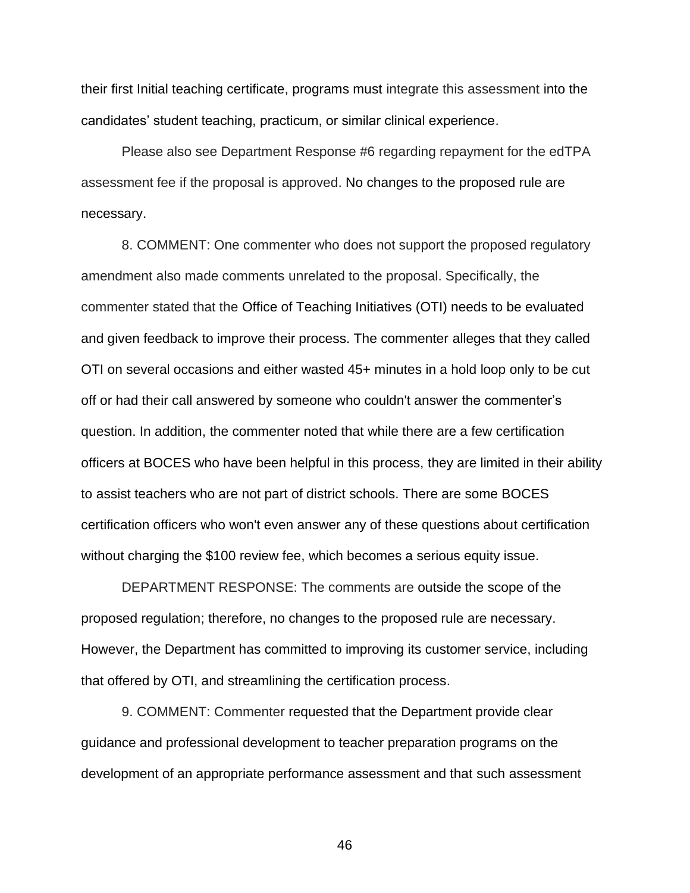their first Initial teaching certificate, programs must integrate this assessment into the candidates' student teaching, practicum, or similar clinical experience.

Please also see Department Response #6 regarding repayment for the edTPA assessment fee if the proposal is approved. No changes to the proposed rule are necessary.

8. COMMENT: One commenter who does not support the proposed regulatory amendment also made comments unrelated to the proposal. Specifically, the commenter stated that the Office of Teaching Initiatives (OTI) needs to be evaluated and given feedback to improve their process. The commenter alleges that they called OTI on several occasions and either wasted 45+ minutes in a hold loop only to be cut off or had their call answered by someone who couldn't answer the commenter's question. In addition, the commenter noted that while there are a few certification officers at BOCES who have been helpful in this process, they are limited in their ability to assist teachers who are not part of district schools. There are some BOCES certification officers who won't even answer any of these questions about certification without charging the $100 review fee, which becomes a serious equity issue.

DEPARTMENT RESPONSE: The comments are outside the scope of the proposed regulation; therefore, no changes to the proposed rule are necessary. However, the Department has committed to improving its customer service, including that offered by OTI, and streamlining the certification process.

9. COMMENT: Commenter requested that the Department provide clear guidance and professional development to teacher preparation programs on the development of an appropriate performance assessment and that such assessment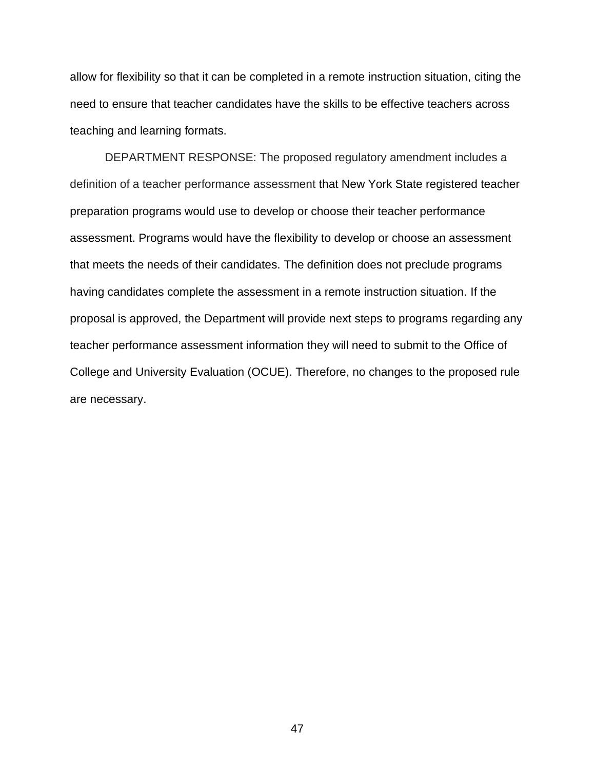allow for flexibility so that it can be completed in a remote instruction situation, citing the need to ensure that teacher candidates have the skills to be effective teachers across teaching and learning formats.

DEPARTMENT RESPONSE: The proposed regulatory amendment includes a definition of a teacher performance assessment that New York State registered teacher preparation programs would use to develop or choose their teacher performance assessment. Programs would have the flexibility to develop or choose an assessment that meets the needs of their candidates. The definition does not preclude programs having candidates complete the assessment in a remote instruction situation. If the proposal is approved, the Department will provide next steps to programs regarding any teacher performance assessment information they will need to submit to the Office of College and University Evaluation (OCUE). Therefore, no changes to the proposed rule are necessary.